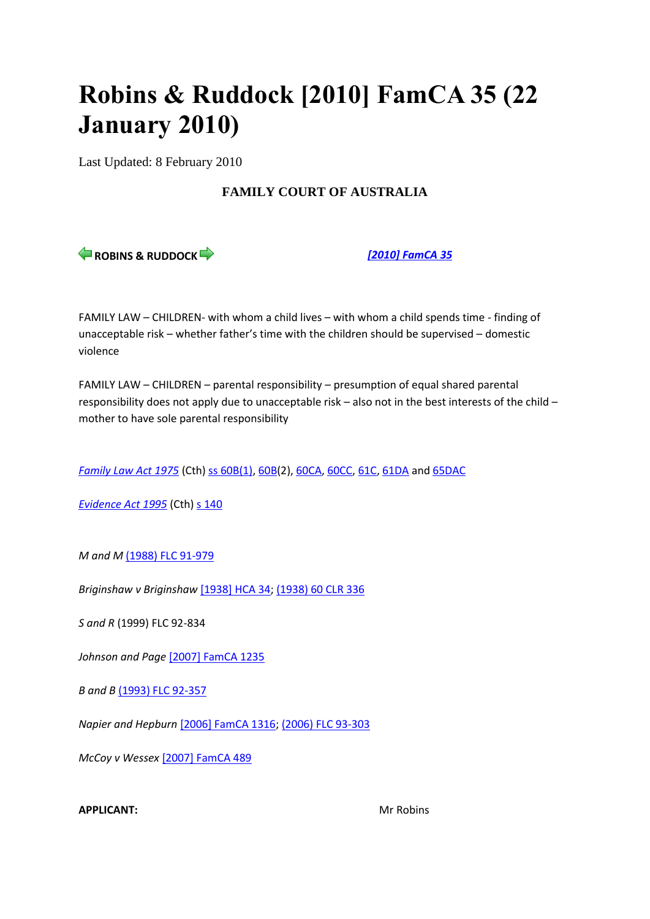# Robins & Ruddock [2010] FamCA 35 (22 January 2010)

Last Updated: 8 February 2010

**FAMILY COURT OF AUSTRALIA**

**ROBINS & RUDDOCK** [2010] FamCA 35

FAMILY LAW – CHILDREN- with whom a child lives – with whom a child spends time - finding of unacceptable risk – whether father's time with the children should be supervised – domestic violence

FAMILY LAW – CHILDREN – parental responsibility – presumption of equal shared parental responsibility does not apply due to unacceptable risk – also not in the best interests of the child – mother to have sole parental responsibility

*Family Law Act 1975* (Cth) ss 60B(1), 60B(2), 60CA, 60CC, 61C, 61DA and 65DAC

*Evidence Act 1995* (Cth) s 140

*M and M* (1988) FLC 91-979

*Briginshaw v Briginshaw* [1938] HCA 34; (1938) 60 CLR 336

*S and R* (1999) FLC 92-834

*Johnson and Page* [2007] FamCA 1235

*B and B* (1993) FLC 92-357

*Napier and Hepburn* [2006] FamCA 1316; (2006) FLC 93-303

*McCoy v Wessex* [2007] FamCA 489

**APPLICANT:** Mr Robins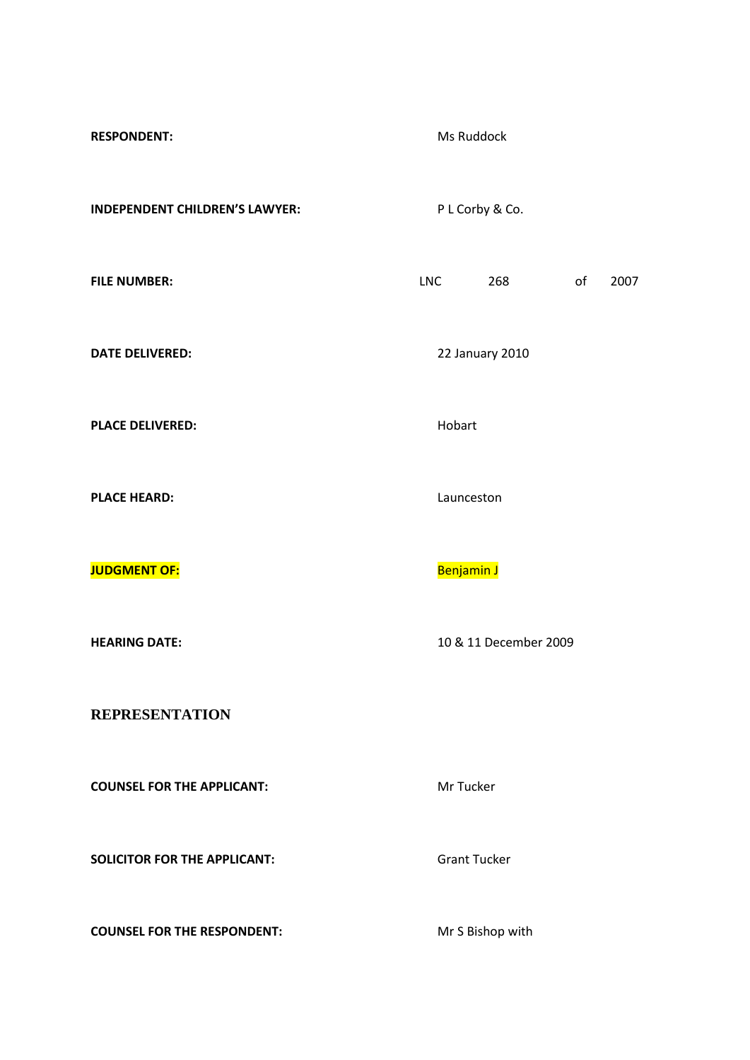| | |
|---|---|
| **RESPONDENT:** | Ms Ruddock |
| **INDEPENDENT CHILDREN'S LAWYER:** | P L Corby & Co. |
| **FILE NUMBER:** | LNC 268 of 2007 |
| **DATE DELIVERED:** | 22 January 2010 |
| **PLACE DELIVERED:** | Hobart |
| **PLACE HEARD:** | Launceston |
| **JUDGMENT OF:** | Benjamin J |
| **HEARING DATE:** | 10 & 11 December 2009 |

## REPRESENTATION

| | |
|---|---|
| **COUNSEL FOR THE APPLICANT:** | Mr Tucker |
| **SOLICITOR FOR THE APPLICANT:** | Grant Tucker |
| **COUNSEL FOR THE RESPONDENT:** | Mr S Bishop with |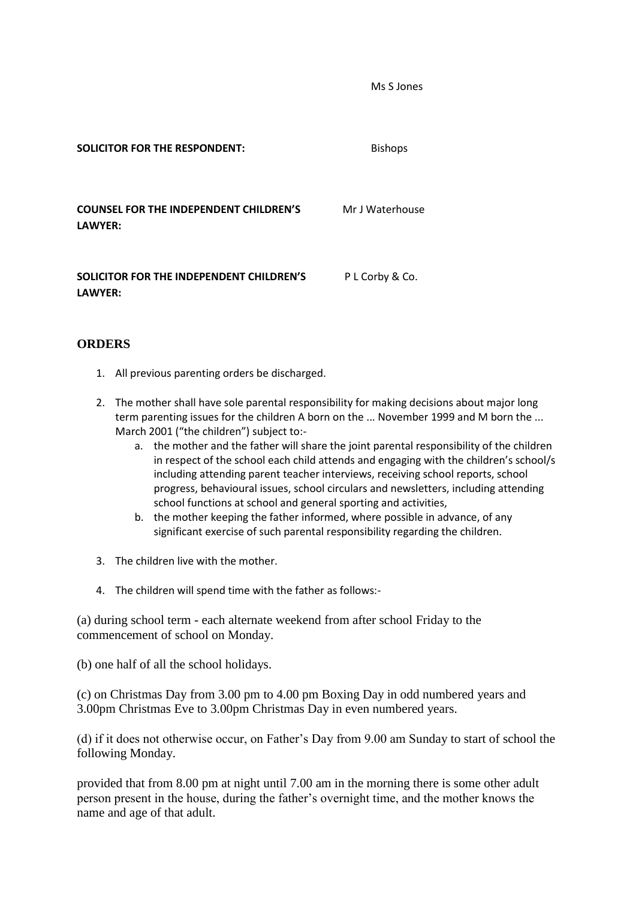Ms S Jones

**SOLICITOR FOR THE RESPONDENT:** Bishops

**COUNSEL FOR THE INDEPENDENT CHILDREN'S LAWYER:** Mr J Waterhouse

**SOLICITOR FOR THE INDEPENDENT CHILDREN'S LAWYER:** P L Corby & Co.

## ORDERS

1. All previous parenting orders be discharged.

2. The mother shall have sole parental responsibility for making decisions about major long term parenting issues for the children A born on the ... November 1999 and M born the ... March 2001 ("the children") subject to:-
   a. the mother and the father will share the joint parental responsibility of the children in respect of the school each child attends and engaging with the children's school/s including attending parent teacher interviews, receiving school reports, school progress, behavioural issues, school circulars and newsletters, including attending school functions at school and general sporting and activities,
   b. the mother keeping the father informed, where possible in advance, of any significant exercise of such parental responsibility regarding the children.

3. The children live with the mother.

4. The children will spend time with the father as follows:-

(a) during school term - each alternate weekend from after school Friday to the commencement of school on Monday.

(b) one half of all the school holidays.

(c) on Christmas Day from 3.00 pm to 4.00 pm Boxing Day in odd numbered years and 3.00pm Christmas Eve to 3.00pm Christmas Day in even numbered years.

(d) if it does not otherwise occur, on Father's Day from 9.00 am Sunday to start of school the following Monday.

provided that from 8.00 pm at night until 7.00 am in the morning there is some other adult person present in the house, during the father's overnight time, and the mother knows the name and age of that adult.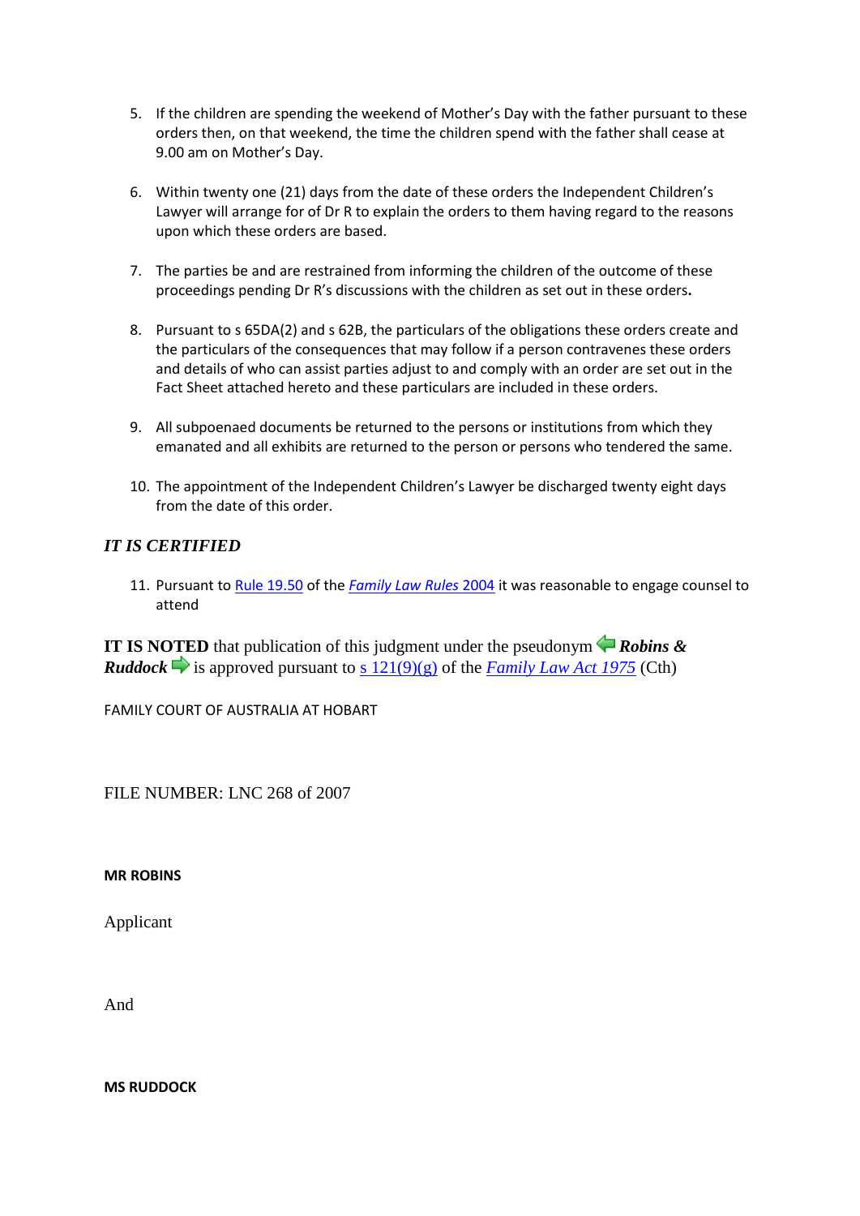5. If the children are spending the weekend of Mother's Day with the father pursuant to these orders then, on that weekend, the time the children spend with the father shall cease at 9.00 am on Mother's Day.

6. Within twenty one (21) days from the date of these orders the Independent Children's Lawyer will arrange for of Dr R to explain the orders to them having regard to the reasons upon which these orders are based.

7. The parties be and are restrained from informing the children of the outcome of these proceedings pending Dr R's discussions with the children as set out in these orders.

8. Pursuant to s 65DA(2) and s 62B, the particulars of the obligations these orders create and the particulars of the consequences that may follow if a person contravenes these orders and details of who can assist parties adjust to and comply with an order are set out in the Fact Sheet attached hereto and these particulars are included in these orders.

9. All subpoenaed documents be returned to the persons or institutions from which they emanated and all exhibits are returned to the person or persons who tendered the same.

10. The appointment of the Independent Children's Lawyer be discharged twenty eight days from the date of this order.

***IT IS CERTIFIED***

11. Pursuant to Rule 19.50 of the *Family Law Rules* 2004 it was reasonable to engage counsel to attend

**IT IS NOTED** that publication of this judgment under the pseudonym ***Robins & Ruddock*** is approved pursuant to s 121(9)(g) of the *Family Law Act 1975* (Cth)

FAMILY COURT OF AUSTRALIA AT HOBART

FILE NUMBER: LNC 268 of 2007

**MR ROBINS**

Applicant

And

**MS RUDDOCK**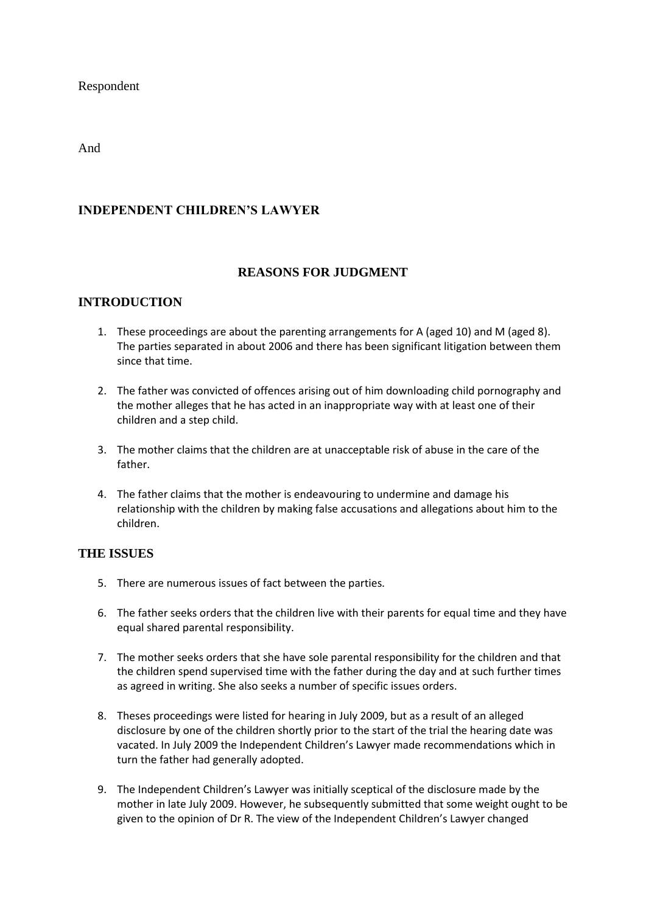Respondent

And

**INDEPENDENT CHILDREN'S LAWYER**

## REASONS FOR JUDGMENT

## INTRODUCTION

1. These proceedings are about the parenting arrangements for A (aged 10) and M (aged 8). The parties separated in about 2006 and there has been significant litigation between them since that time.

2. The father was convicted of offences arising out of him downloading child pornography and the mother alleges that he has acted in an inappropriate way with at least one of their children and a step child.

3. The mother claims that the children are at unacceptable risk of abuse in the care of the father.

4. The father claims that the mother is endeavouring to undermine and damage his relationship with the children by making false accusations and allegations about him to the children.

## THE ISSUES

5. There are numerous issues of fact between the parties.

6. The father seeks orders that the children live with their parents for equal time and they have equal shared parental responsibility.

7. The mother seeks orders that she have sole parental responsibility for the children and that the children spend supervised time with the father during the day and at such further times as agreed in writing. She also seeks a number of specific issues orders.

8. Theses proceedings were listed for hearing in July 2009, but as a result of an alleged disclosure by one of the children shortly prior to the start of the trial the hearing date was vacated. In July 2009 the Independent Children's Lawyer made recommendations which in turn the father had generally adopted.

9. The Independent Children's Lawyer was initially sceptical of the disclosure made by the mother in late July 2009. However, he subsequently submitted that some weight ought to be given to the opinion of Dr R. The view of the Independent Children's Lawyer changed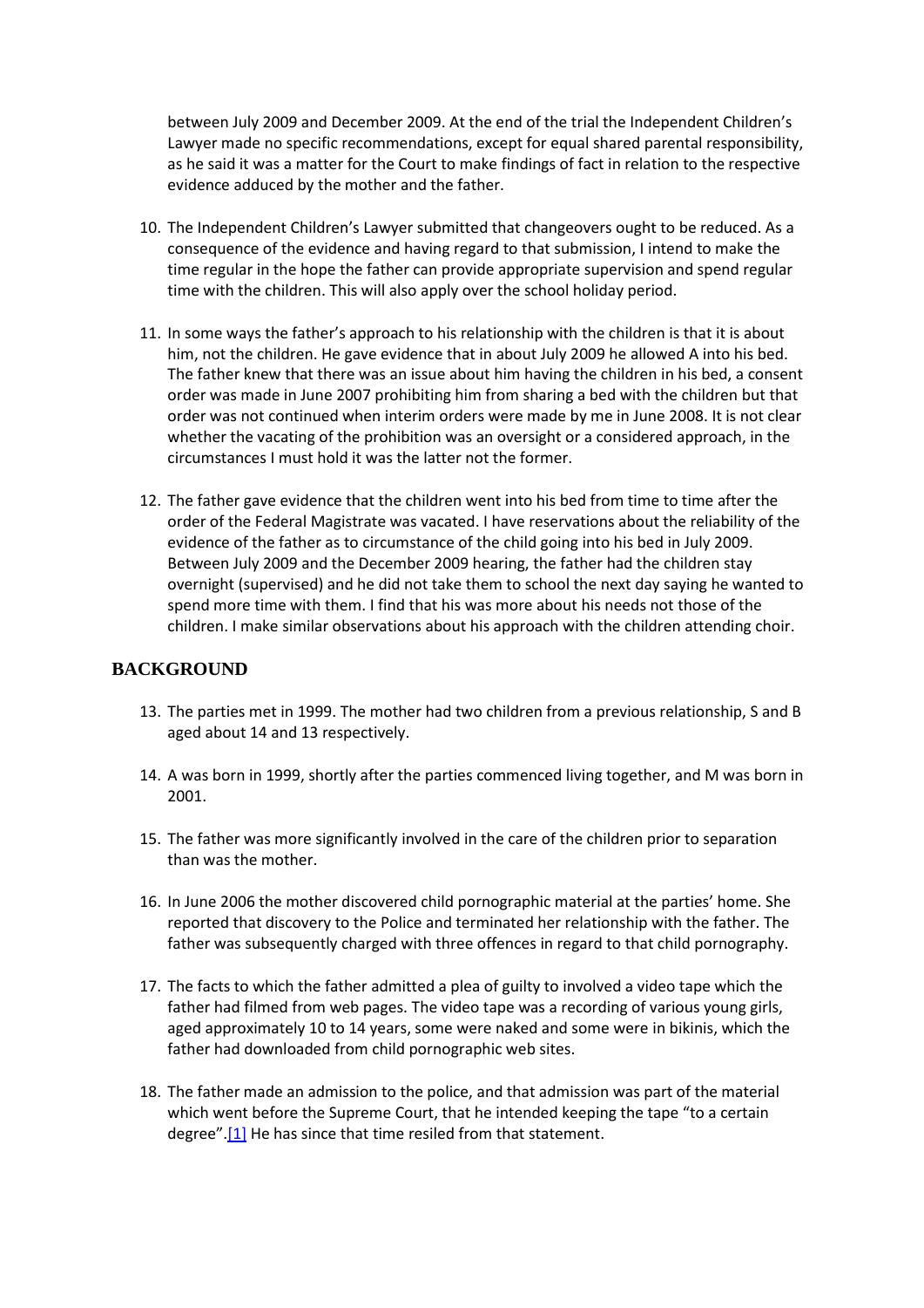between July 2009 and December 2009. At the end of the trial the Independent Children's Lawyer made no specific recommendations, except for equal shared parental responsibility, as he said it was a matter for the Court to make findings of fact in relation to the respective evidence adduced by the mother and the father.

10. The Independent Children's Lawyer submitted that changeovers ought to be reduced. As a consequence of the evidence and having regard to that submission, I intend to make the time regular in the hope the father can provide appropriate supervision and spend regular time with the children. This will also apply over the school holiday period.

11. In some ways the father's approach to his relationship with the children is that it is about him, not the children. He gave evidence that in about July 2009 he allowed A into his bed. The father knew that there was an issue about him having the children in his bed, a consent order was made in June 2007 prohibiting him from sharing a bed with the children but that order was not continued when interim orders were made by me in June 2008. It is not clear whether the vacating of the prohibition was an oversight or a considered approach, in the circumstances I must hold it was the latter not the former.

12. The father gave evidence that the children went into his bed from time to time after the order of the Federal Magistrate was vacated. I have reservations about the reliability of the evidence of the father as to circumstance of the child going into his bed in July 2009. Between July 2009 and the December 2009 hearing, the father had the children stay overnight (supervised) and he did not take them to school the next day saying he wanted to spend more time with them. I find that his was more about his needs not those of the children. I make similar observations about his approach with the children attending choir.

## BACKGROUND

13. The parties met in 1999. The mother had two children from a previous relationship, S and B aged about 14 and 13 respectively.

14. A was born in 1999, shortly after the parties commenced living together, and M was born in 2001.

15. The father was more significantly involved in the care of the children prior to separation than was the mother.

16. In June 2006 the mother discovered child pornographic material at the parties' home. She reported that discovery to the Police and terminated her relationship with the father. The father was subsequently charged with three offences in regard to that child pornography.

17. The facts to which the father admitted a plea of guilty to involved a video tape which the father had filmed from web pages. The video tape was a recording of various young girls, aged approximately 10 to 14 years, some were naked and some were in bikinis, which the father had downloaded from child pornographic web sites.

18. The father made an admission to the police, and that admission was part of the material which went before the Supreme Court, that he intended keeping the tape "to a certain degree".[1] He has since that time resiled from that statement.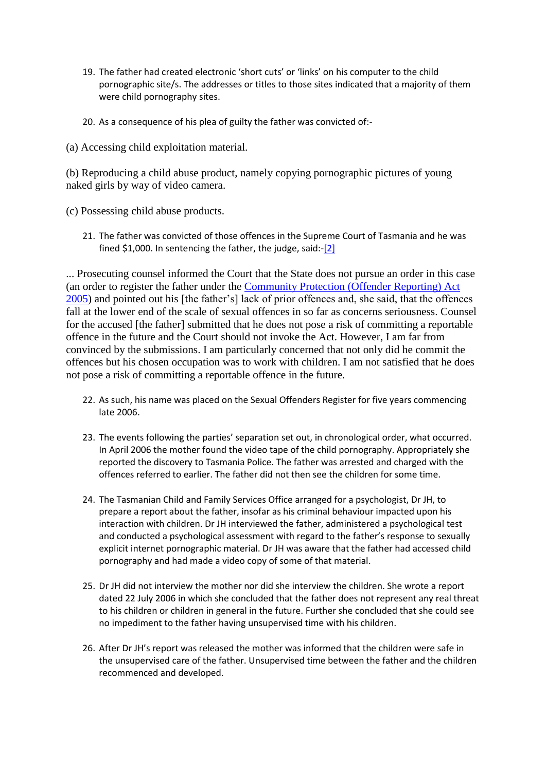19. The father had created electronic 'short cuts' or 'links' on his computer to the child pornographic site/s. The addresses or titles to those sites indicated that a majority of them were child pornography sites.

20. As a consequence of his plea of guilty the father was convicted of:-

(a) Accessing child exploitation material.

(b) Reproducing a child abuse product, namely copying pornographic pictures of young naked girls by way of video camera.

(c) Possessing child abuse products.

21. The father was convicted of those offences in the Supreme Court of Tasmania and he was fined $1,000. In sentencing the father, the judge, said:-[2]

... Prosecuting counsel informed the Court that the State does not pursue an order in this case (an order to register the father under the Community Protection (Offender Reporting) Act 2005) and pointed out his [the father's] lack of prior offences and, she said, that the offences fall at the lower end of the scale of sexual offences in so far as concerns seriousness. Counsel for the accused [the father] submitted that he does not pose a risk of committing a reportable offence in the future and the Court should not invoke the Act. However, I am far from convinced by the submissions. I am particularly concerned that not only did he commit the offences but his chosen occupation was to work with children. I am not satisfied that he does not pose a risk of committing a reportable offence in the future.

22. As such, his name was placed on the Sexual Offenders Register for five years commencing late 2006.

23. The events following the parties' separation set out, in chronological order, what occurred. In April 2006 the mother found the video tape of the child pornography. Appropriately she reported the discovery to Tasmania Police. The father was arrested and charged with the offences referred to earlier. The father did not then see the children for some time.

24. The Tasmanian Child and Family Services Office arranged for a psychologist, Dr JH, to prepare a report about the father, insofar as his criminal behaviour impacted upon his interaction with children. Dr JH interviewed the father, administered a psychological test and conducted a psychological assessment with regard to the father's response to sexually explicit internet pornographic material. Dr JH was aware that the father had accessed child pornography and had made a video copy of some of that material.

25. Dr JH did not interview the mother nor did she interview the children. She wrote a report dated 22 July 2006 in which she concluded that the father does not represent any real threat to his children or children in general in the future. Further she concluded that she could see no impediment to the father having unsupervised time with his children.

26. After Dr JH's report was released the mother was informed that the children were safe in the unsupervised care of the father. Unsupervised time between the father and the children recommenced and developed.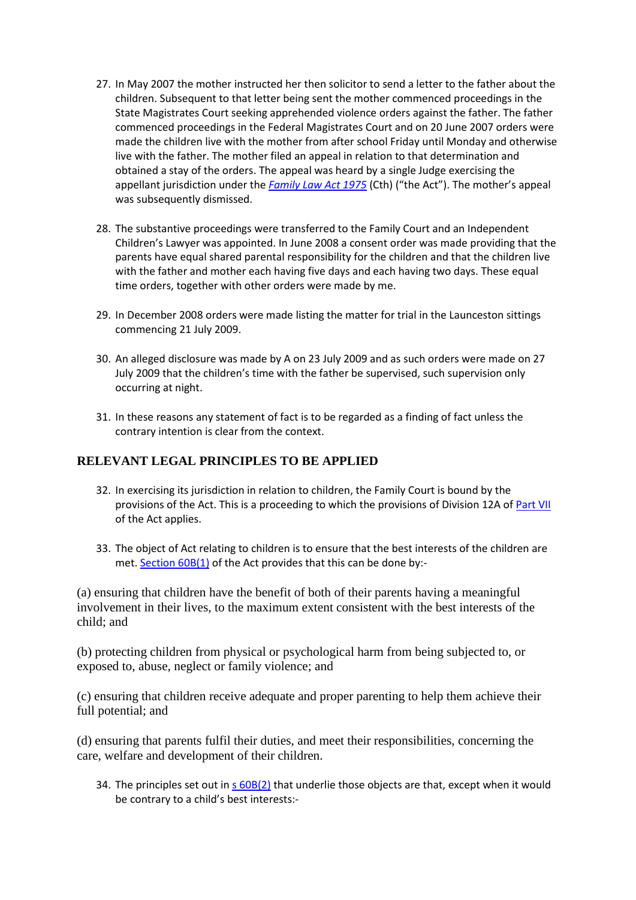27. In May 2007 the mother instructed her then solicitor to send a letter to the father about the children. Subsequent to that letter being sent the mother commenced proceedings in the State Magistrates Court seeking apprehended violence orders against the father. The father commenced proceedings in the Federal Magistrates Court and on 20 June 2007 orders were made the children live with the mother from after school Friday until Monday and otherwise live with the father. The mother filed an appeal in relation to that determination and obtained a stay of the orders. The appeal was heard by a single Judge exercising the appellant jurisdiction under the *Family Law Act 1975* (Cth) ("the Act"). The mother's appeal was subsequently dismissed.

28. The substantive proceedings were transferred to the Family Court and an Independent Children's Lawyer was appointed. In June 2008 a consent order was made providing that the parents have equal shared parental responsibility for the children and that the children live with the father and mother each having five days and each having two days. These equal time orders, together with other orders were made by me.

29. In December 2008 orders were made listing the matter for trial in the Launceston sittings commencing 21 July 2009.

30. An alleged disclosure was made by A on 23 July 2009 and as such orders were made on 27 July 2009 that the children's time with the father be supervised, such supervision only occurring at night.

31. In these reasons any statement of fact is to be regarded as a finding of fact unless the contrary intention is clear from the context.

## RELEVANT LEGAL PRINCIPLES TO BE APPLIED

32. In exercising its jurisdiction in relation to children, the Family Court is bound by the provisions of the Act. This is a proceeding to which the provisions of Division 12A of Part VII of the Act applies.

33. The object of Act relating to children is to ensure that the best interests of the children are met. Section 60B(1) of the Act provides that this can be done by:-

(a) ensuring that children have the benefit of both of their parents having a meaningful involvement in their lives, to the maximum extent consistent with the best interests of the child; and

(b) protecting children from physical or psychological harm from being subjected to, or exposed to, abuse, neglect or family violence; and

(c) ensuring that children receive adequate and proper parenting to help them achieve their full potential; and

(d) ensuring that parents fulfil their duties, and meet their responsibilities, concerning the care, welfare and development of their children.

34. The principles set out in s 60B(2) that underlie those objects are that, except when it would be contrary to a child's best interests:-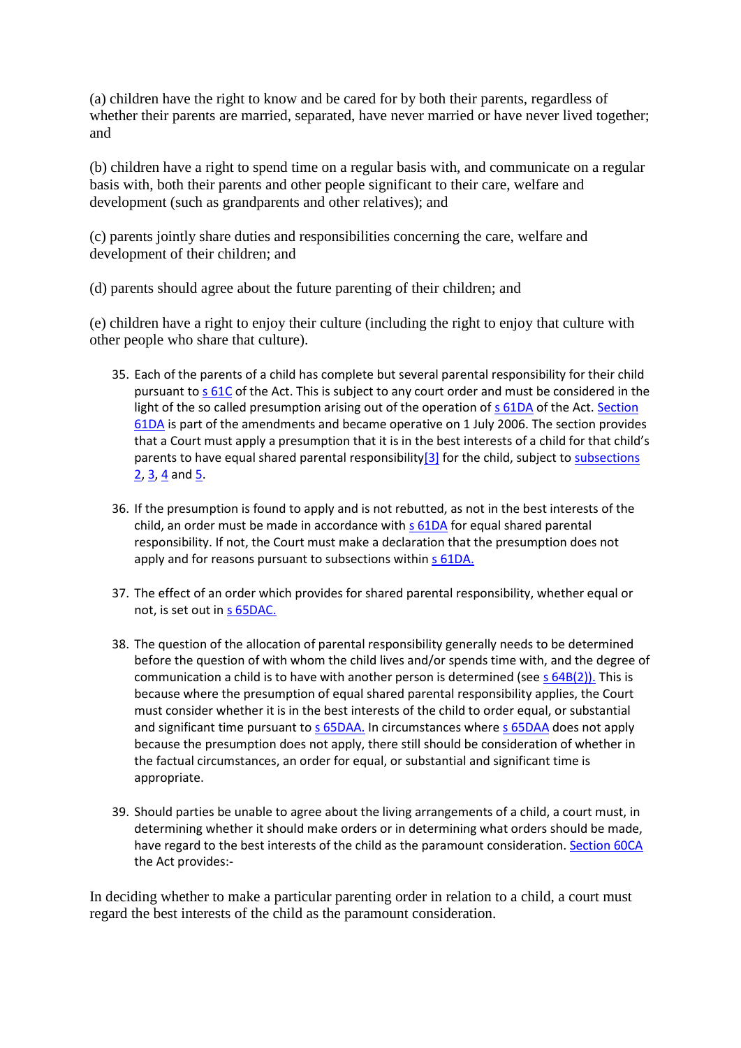(a) children have the right to know and be cared for by both their parents, regardless of whether their parents are married, separated, have never married or have never lived together; and

(b) children have a right to spend time on a regular basis with, and communicate on a regular basis with, both their parents and other people significant to their care, welfare and development (such as grandparents and other relatives); and

(c) parents jointly share duties and responsibilities concerning the care, welfare and development of their children; and

(d) parents should agree about the future parenting of their children; and

(e) children have a right to enjoy their culture (including the right to enjoy that culture with other people who share that culture).

35. Each of the parents of a child has complete but several parental responsibility for their child pursuant to s 61C of the Act. This is subject to any court order and must be considered in the light of the so called presumption arising out of the operation of s 61DA of the Act. Section 61DA is part of the amendments and became operative on 1 July 2006. The section provides that a Court must apply a presumption that it is in the best interests of a child for that child's parents to have equal shared parental responsibility[3] for the child, subject to subsections 2, 3, 4 and 5.

36. If the presumption is found to apply and is not rebutted, as not in the best interests of the child, an order must be made in accordance with s 61DA for equal shared parental responsibility. If not, the Court must make a declaration that the presumption does not apply and for reasons pursuant to subsections within s 61DA.

37. The effect of an order which provides for shared parental responsibility, whether equal or not, is set out in s 65DAC.

38. The question of the allocation of parental responsibility generally needs to be determined before the question of with whom the child lives and/or spends time with, and the degree of communication a child is to have with another person is determined (see s 64B(2)). This is because where the presumption of equal shared parental responsibility applies, the Court must consider whether it is in the best interests of the child to order equal, or substantial and significant time pursuant to s 65DAA. In circumstances where s 65DAA does not apply because the presumption does not apply, there still should be consideration of whether in the factual circumstances, an order for equal, or substantial and significant time is appropriate.

39. Should parties be unable to agree about the living arrangements of a child, a court must, in determining whether it should make orders or in determining what orders should be made, have regard to the best interests of the child as the paramount consideration. Section 60CA the Act provides:-

In deciding whether to make a particular parenting order in relation to a child, a court must regard the best interests of the child as the paramount consideration.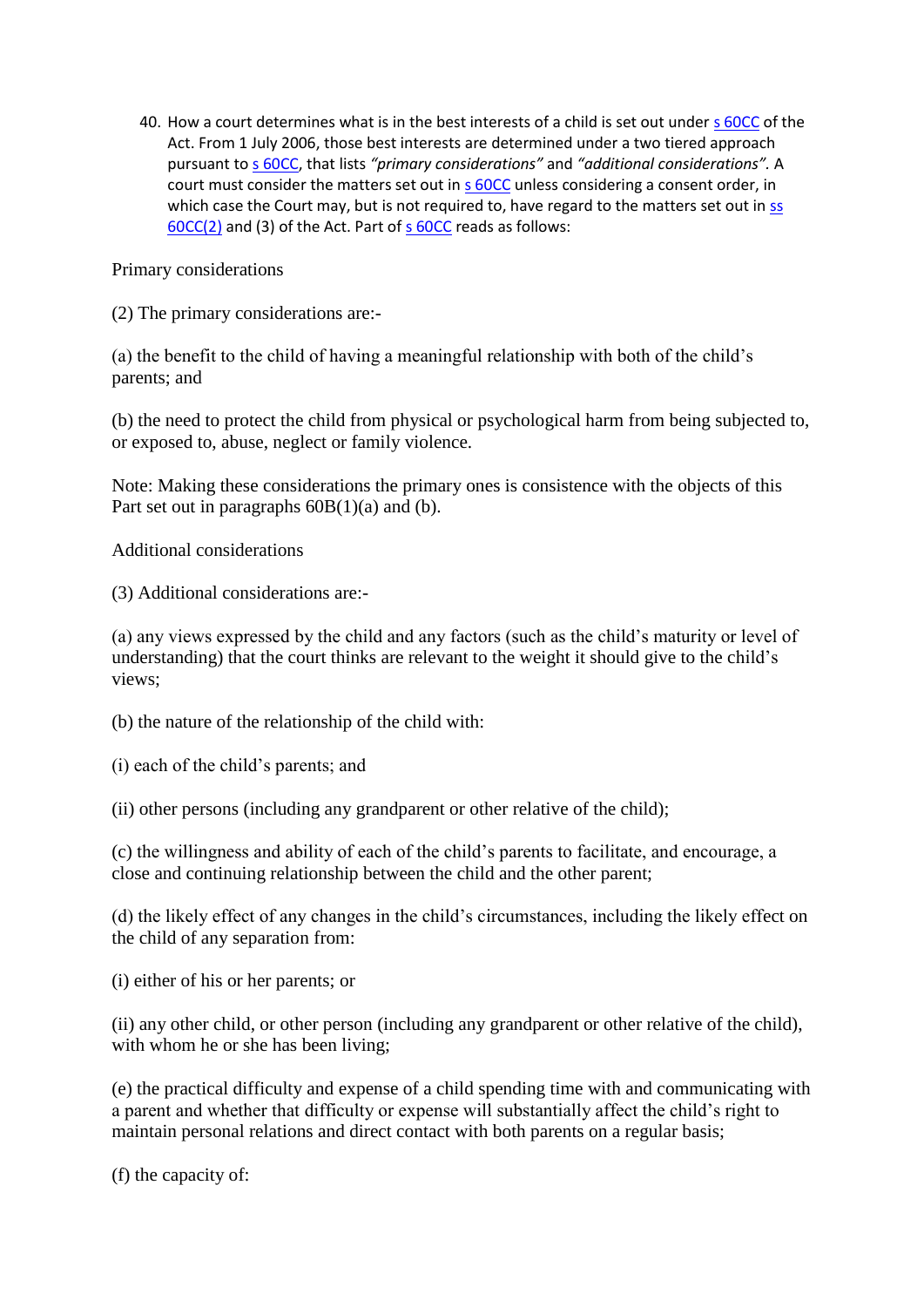40. How a court determines what is in the best interests of a child is set out under s 60CC of the Act. From 1 July 2006, those best interests are determined under a two tiered approach pursuant to s 60CC, that lists *"primary considerations"* and *"additional considerations"*. A court must consider the matters set out in s 60CC unless considering a consent order, in which case the Court may, but is not required to, have regard to the matters set out in ss 60CC(2) and (3) of the Act. Part of s 60CC reads as follows:

Primary considerations

(2) The primary considerations are:-

(a) the benefit to the child of having a meaningful relationship with both of the child's parents; and

(b) the need to protect the child from physical or psychological harm from being subjected to, or exposed to, abuse, neglect or family violence.

Note: Making these considerations the primary ones is consistence with the objects of this Part set out in paragraphs 60B(1)(a) and (b).

Additional considerations

(3) Additional considerations are:-

(a) any views expressed by the child and any factors (such as the child's maturity or level of understanding) that the court thinks are relevant to the weight it should give to the child's views;

(b) the nature of the relationship of the child with:

(i) each of the child's parents; and

(ii) other persons (including any grandparent or other relative of the child);

(c) the willingness and ability of each of the child's parents to facilitate, and encourage, a close and continuing relationship between the child and the other parent;

(d) the likely effect of any changes in the child's circumstances, including the likely effect on the child of any separation from:

(i) either of his or her parents; or

(ii) any other child, or other person (including any grandparent or other relative of the child), with whom he or she has been living;

(e) the practical difficulty and expense of a child spending time with and communicating with a parent and whether that difficulty or expense will substantially affect the child's right to maintain personal relations and direct contact with both parents on a regular basis;

(f) the capacity of: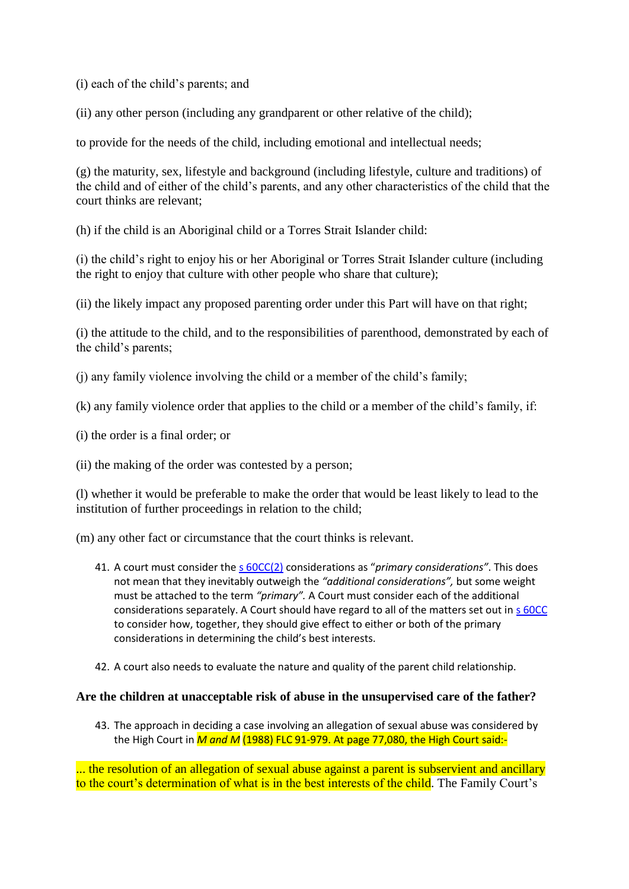(i) each of the child's parents; and

(ii) any other person (including any grandparent or other relative of the child);

to provide for the needs of the child, including emotional and intellectual needs;

(g) the maturity, sex, lifestyle and background (including lifestyle, culture and traditions) of the child and of either of the child's parents, and any other characteristics of the child that the court thinks are relevant;

(h) if the child is an Aboriginal child or a Torres Strait Islander child:

(i) the child's right to enjoy his or her Aboriginal or Torres Strait Islander culture (including the right to enjoy that culture with other people who share that culture);

(ii) the likely impact any proposed parenting order under this Part will have on that right;

(i) the attitude to the child, and to the responsibilities of parenthood, demonstrated by each of the child's parents;

(j) any family violence involving the child or a member of the child's family;

(k) any family violence order that applies to the child or a member of the child's family, if:

(i) the order is a final order; or

(ii) the making of the order was contested by a person;

(l) whether it would be preferable to make the order that would be least likely to lead to the institution of further proceedings in relation to the child;

(m) any other fact or circumstance that the court thinks is relevant.

41. A court must consider the s 60CC(2) considerations as "*primary considerations"*. This does not mean that they inevitably outweigh the *"additional considerations",* but some weight must be attached to the term *"primary".* A Court must consider each of the additional considerations separately. A Court should have regard to all of the matters set out in s 60CC to consider how, together, they should give effect to either or both of the primary considerations in determining the child's best interests.

42. A court also needs to evaluate the nature and quality of the parent child relationship.

**Are the children at unacceptable risk of abuse in the unsupervised care of the father?**

43. The approach in deciding a case involving an allegation of sexual abuse was considered by the High Court in *M and M* (1988) FLC 91-979. At page 77,080, the High Court said:-

... the resolution of an allegation of sexual abuse against a parent is subservient and ancillary to the court's determination of what is in the best interests of the child. The Family Court's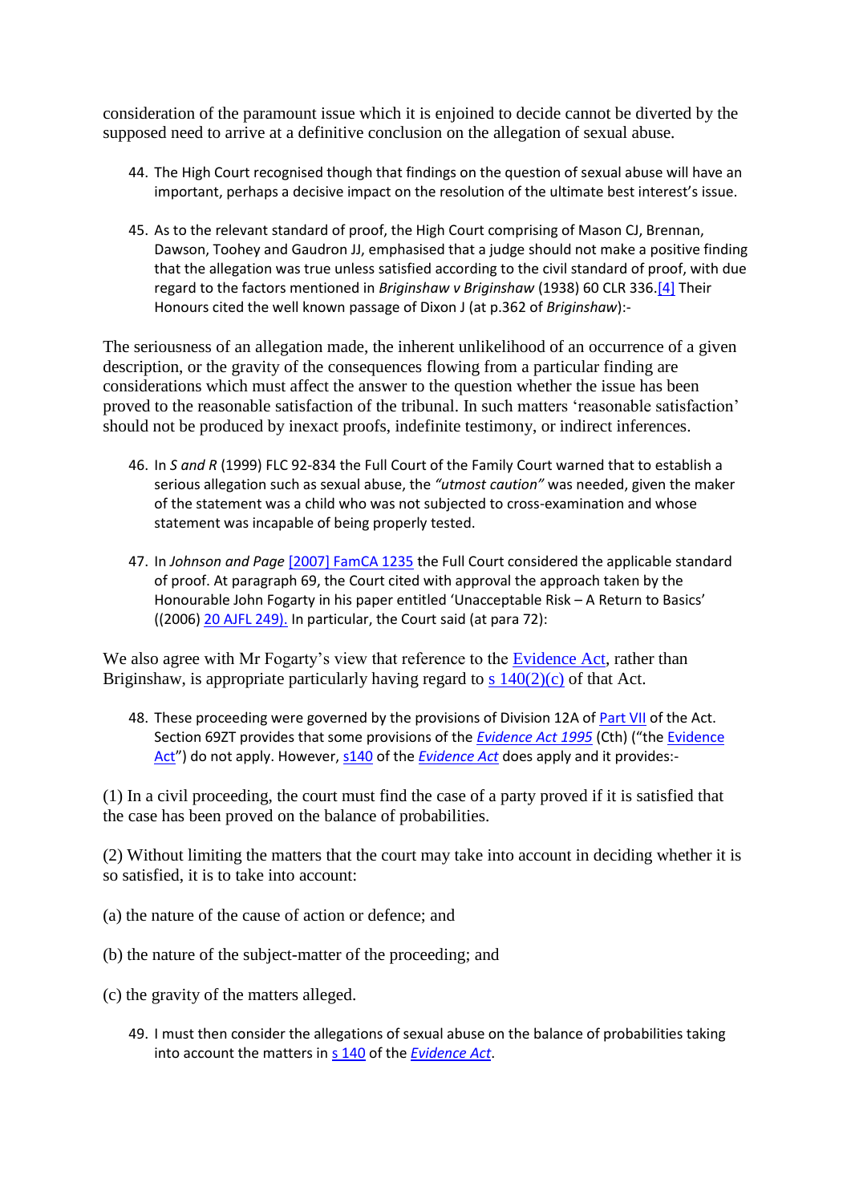consideration of the paramount issue which it is enjoined to decide cannot be diverted by the supposed need to arrive at a definitive conclusion on the allegation of sexual abuse.

44. The High Court recognised though that findings on the question of sexual abuse will have an important, perhaps a decisive impact on the resolution of the ultimate best interest's issue.

45. As to the relevant standard of proof, the High Court comprising of Mason CJ, Brennan, Dawson, Toohey and Gaudron JJ, emphasised that a judge should not make a positive finding that the allegation was true unless satisfied according to the civil standard of proof, with due regard to the factors mentioned in *Briginshaw v Briginshaw* (1938) 60 CLR 336.[4] Their Honours cited the well known passage of Dixon J (at p.362 of *Briginshaw*):-

The seriousness of an allegation made, the inherent unlikelihood of an occurrence of a given description, or the gravity of the consequences flowing from a particular finding are considerations which must affect the answer to the question whether the issue has been proved to the reasonable satisfaction of the tribunal. In such matters 'reasonable satisfaction' should not be produced by inexact proofs, indefinite testimony, or indirect inferences.

46. In *S and R* (1999) FLC 92-834 the Full Court of the Family Court warned that to establish a serious allegation such as sexual abuse, the *"utmost caution"* was needed, given the maker of the statement was a child who was not subjected to cross-examination and whose statement was incapable of being properly tested.

47. In *Johnson and Page* [2007] FamCA 1235 the Full Court considered the applicable standard of proof. At paragraph 69, the Court cited with approval the approach taken by the Honourable John Fogarty in his paper entitled 'Unacceptable Risk – A Return to Basics' ((2006) 20 AJFL 249). In particular, the Court said (at para 72):

We also agree with Mr Fogarty's view that reference to the Evidence Act, rather than Briginshaw, is appropriate particularly having regard to s 140(2)(c) of that Act.

48. These proceeding were governed by the provisions of Division 12A of Part VII of the Act. Section 69ZT provides that some provisions of the *Evidence Act 1995* (Cth) ("the Evidence Act") do not apply. However, s140 of the *Evidence Act* does apply and it provides:-

(1) In a civil proceeding, the court must find the case of a party proved if it is satisfied that the case has been proved on the balance of probabilities.

(2) Without limiting the matters that the court may take into account in deciding whether it is so satisfied, it is to take into account:

(a) the nature of the cause of action or defence; and

(b) the nature of the subject-matter of the proceeding; and

(c) the gravity of the matters alleged.

49. I must then consider the allegations of sexual abuse on the balance of probabilities taking into account the matters in s 140 of the *Evidence Act*.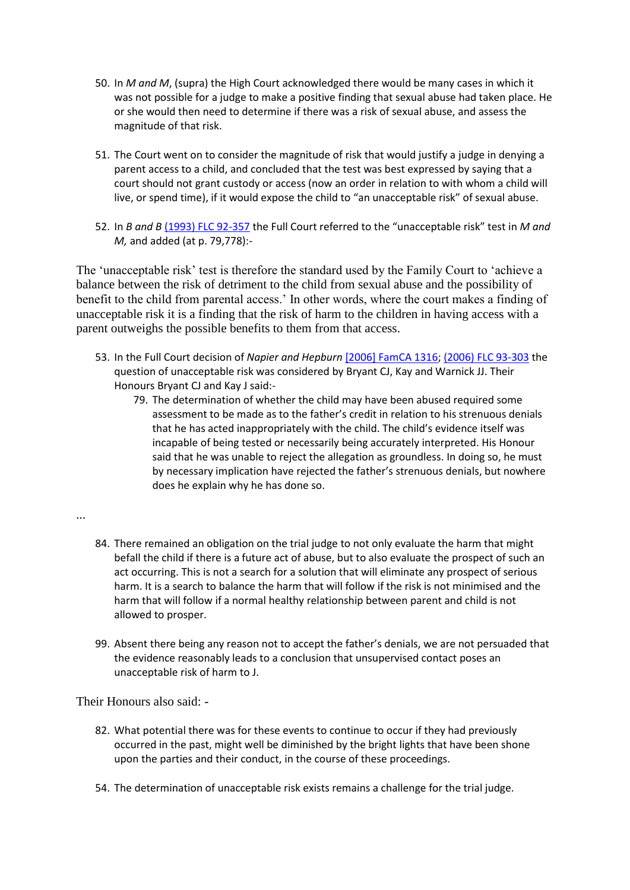50. In *M and M*, (supra) the High Court acknowledged there would be many cases in which it was not possible for a judge to make a positive finding that sexual abuse had taken place. He or she would then need to determine if there was a risk of sexual abuse, and assess the magnitude of that risk.

51. The Court went on to consider the magnitude of risk that would justify a judge in denying a parent access to a child, and concluded that the test was best expressed by saying that a court should not grant custody or access (now an order in relation to with whom a child will live, or spend time), if it would expose the child to "an unacceptable risk" of sexual abuse.

52. In *B and B* (1993) FLC 92-357 the Full Court referred to the "unacceptable risk" test in *M and M,* and added (at p. 79,778):-

> The 'unacceptable risk' test is therefore the standard used by the Family Court to 'achieve a balance between the risk of detriment to the child from sexual abuse and the possibility of benefit to the child from parental access.' In other words, where the court makes a finding of unacceptable risk it is a finding that the risk of harm to the children in having access with a parent outweighs the possible benefits to them from that access.

53. In the Full Court decision of *Napier and Hepburn* [2006] FamCA 1316; (2006) FLC 93-303 the question of unacceptable risk was considered by Bryant CJ, Kay and Warnick JJ. Their Honours Bryant CJ and Kay J said:-

> 79. The determination of whether the child may have been abused required some assessment to be made as to the father's credit in relation to his strenuous denials that he has acted inappropriately with the child. The child's evidence itself was incapable of being tested or necessarily being accurately interpreted. His Honour said that he was unable to reject the allegation as groundless. In doing so, he must by necessary implication have rejected the father's strenuous denials, but nowhere does he explain why he has done so.
>
> ...
>
> 84. There remained an obligation on the trial judge to not only evaluate the harm that might befall the child if there is a future act of abuse, but to also evaluate the prospect of such an act occurring. This is not a search for a solution that will eliminate any prospect of serious harm. It is a search to balance the harm that will follow if the risk is not minimised and the harm that will follow if a normal healthy relationship between parent and child is not allowed to prosper.
>
> 99. Absent there being any reason not to accept the father's denials, we are not persuaded that the evidence reasonably leads to a conclusion that unsupervised contact poses an unacceptable risk of harm to J.

Their Honours also said: -

> 82. What potential there was for these events to continue to occur if they had previously occurred in the past, might well be diminished by the bright lights that have been shone upon the parties and their conduct, in the course of these proceedings.

54. The determination of unacceptable risk exists remains a challenge for the trial judge.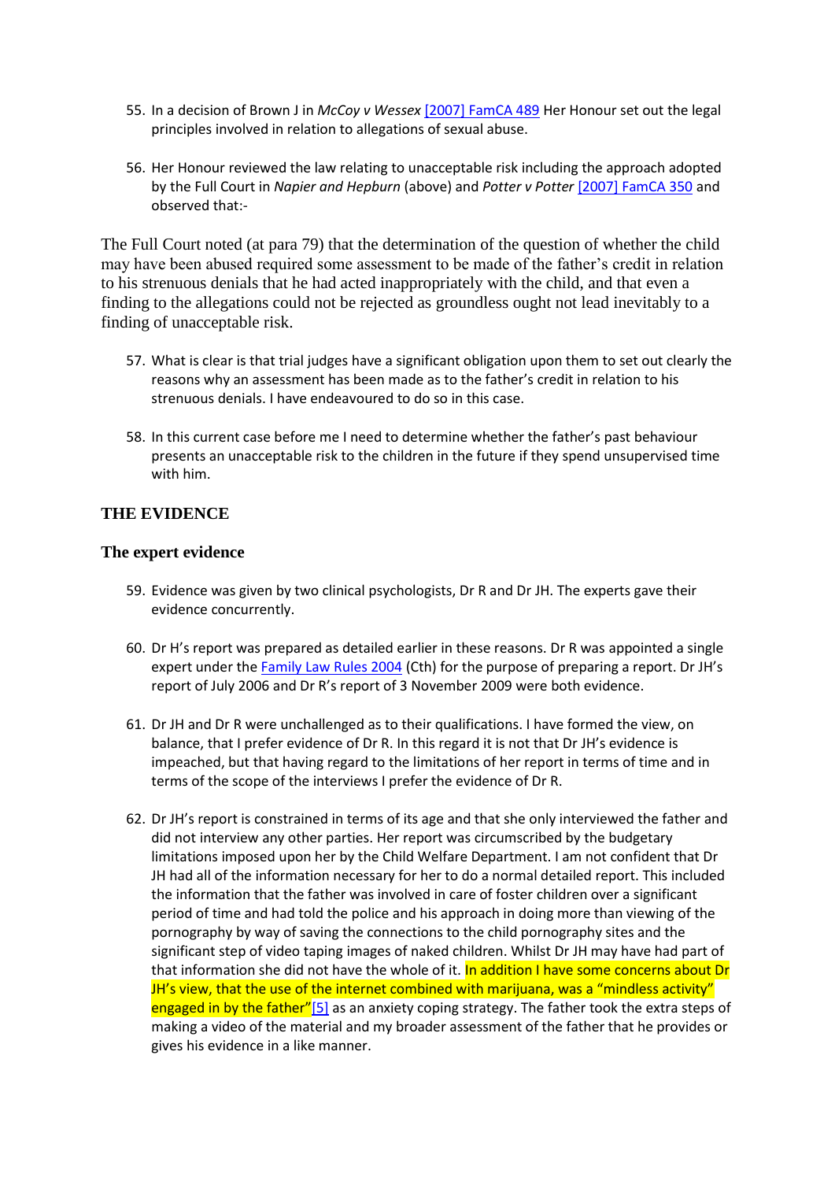55. In a decision of Brown J in *McCoy v Wessex* [2007] FamCA 489 Her Honour set out the legal principles involved in relation to allegations of sexual abuse.

56. Her Honour reviewed the law relating to unacceptable risk including the approach adopted by the Full Court in *Napier and Hepburn* (above) and *Potter v Potter* [2007] FamCA 350 and observed that:-

> The Full Court noted (at para 79) that the determination of the question of whether the child may have been abused required some assessment to be made of the father's credit in relation to his strenuous denials that he had acted inappropriately with the child, and that even a finding to the allegations could not be rejected as groundless ought not lead inevitably to a finding of unacceptable risk.

57. What is clear is that trial judges have a significant obligation upon them to set out clearly the reasons why an assessment has been made as to the father's credit in relation to his strenuous denials. I have endeavoured to do so in this case.

58. In this current case before me I need to determine whether the father's past behaviour presents an unacceptable risk to the children in the future if they spend unsupervised time with him.

## THE EVIDENCE

### The expert evidence

59. Evidence was given by two clinical psychologists, Dr R and Dr JH. The experts gave their evidence concurrently.

60. Dr H's report was prepared as detailed earlier in these reasons. Dr R was appointed a single expert under the Family Law Rules 2004 (Cth) for the purpose of preparing a report. Dr JH's report of July 2006 and Dr R's report of 3 November 2009 were both evidence.

61. Dr JH and Dr R were unchallenged as to their qualifications. I have formed the view, on balance, that I prefer evidence of Dr R. In this regard it is not that Dr JH's evidence is impeached, but that having regard to the limitations of her report in terms of time and in terms of the scope of the interviews I prefer the evidence of Dr R.

62. Dr JH's report is constrained in terms of its age and that she only interviewed the father and did not interview any other parties. Her report was circumscribed by the budgetary limitations imposed upon her by the Child Welfare Department. I am not confident that Dr JH had all of the information necessary for her to do a normal detailed report. This included the information that the father was involved in care of foster children over a significant period of time and had told the police and his approach in doing more than viewing of the pornography by way of saving the connections to the child pornography sites and the significant step of video taping images of naked children. Whilst Dr JH may have had part of that information she did not have the whole of it. In addition I have some concerns about Dr JH's view, that the use of the internet combined with marijuana, was a "mindless activity" engaged in by the father"[5] as an anxiety coping strategy. The father took the extra steps of making a video of the material and my broader assessment of the father that he provides or gives his evidence in a like manner.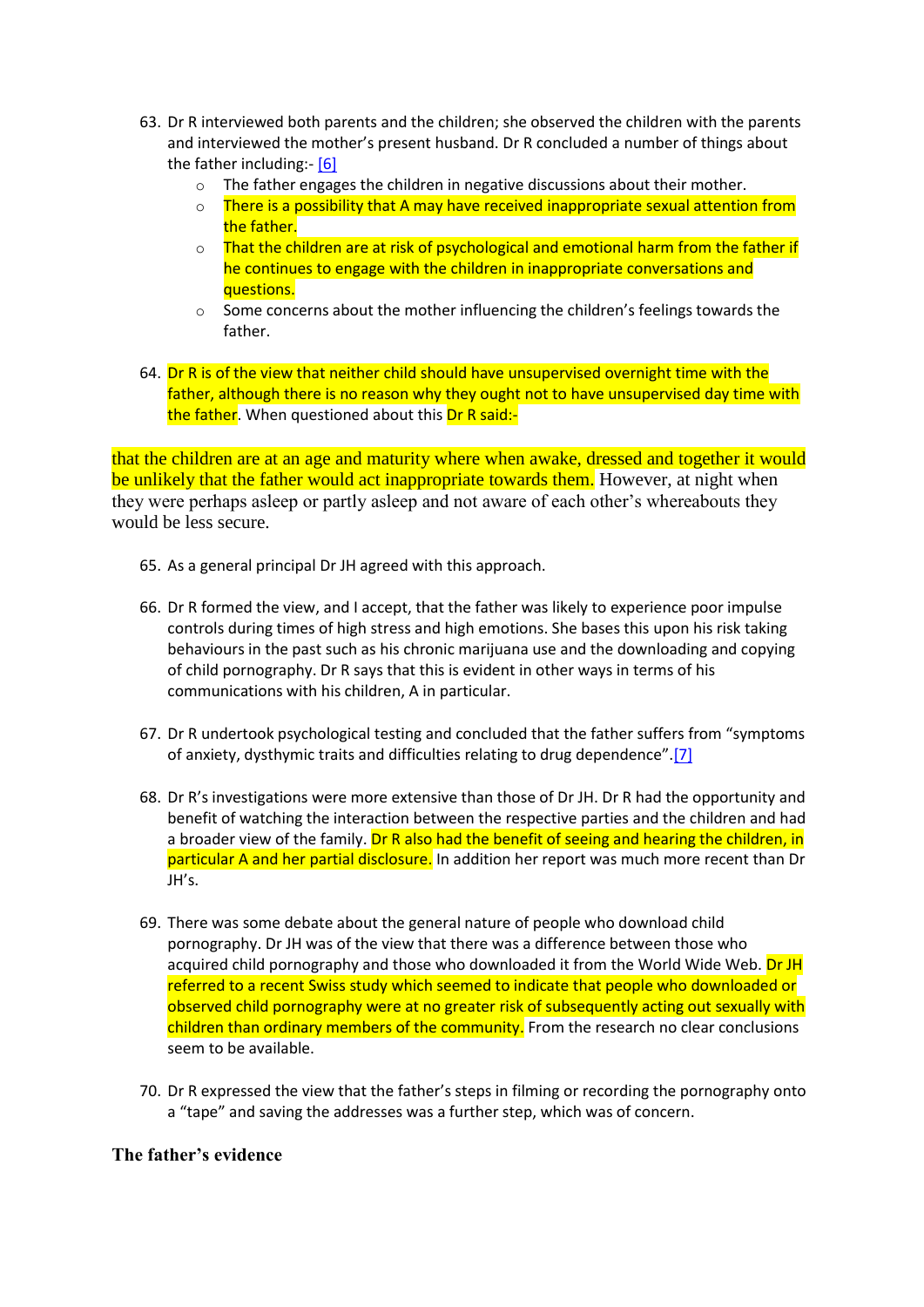63. Dr R interviewed both parents and the children; she observed the children with the parents and interviewed the mother's present husband. Dr R concluded a number of things about the father including:- [6]
    - The father engages the children in negative discussions about their mother.
    - There is a possibility that A may have received inappropriate sexual attention from the father.
    - That the children are at risk of psychological and emotional harm from the father if he continues to engage with the children in inappropriate conversations and questions.
    - Some concerns about the mother influencing the children's feelings towards the father.

64. Dr R is of the view that neither child should have unsupervised overnight time with the father, although there is no reason why they ought not to have unsupervised day time with the father. When questioned about this Dr R said:-

that the children are at an age and maturity where when awake, dressed and together it would be unlikely that the father would act inappropriate towards them. However, at night when they were perhaps asleep or partly asleep and not aware of each other's whereabouts they would be less secure.

65. As a general principal Dr JH agreed with this approach.

66. Dr R formed the view, and I accept, that the father was likely to experience poor impulse controls during times of high stress and high emotions. She bases this upon his risk taking behaviours in the past such as his chronic marijuana use and the downloading and copying of child pornography. Dr R says that this is evident in other ways in terms of his communications with his children, A in particular.

67. Dr R undertook psychological testing and concluded that the father suffers from "symptoms of anxiety, dysthymic traits and difficulties relating to drug dependence".[7]

68. Dr R's investigations were more extensive than those of Dr JH. Dr R had the opportunity and benefit of watching the interaction between the respective parties and the children and had a broader view of the family. Dr R also had the benefit of seeing and hearing the children, in particular A and her partial disclosure. In addition her report was much more recent than Dr JH's.

69. There was some debate about the general nature of people who download child pornography. Dr JH was of the view that there was a difference between those who acquired child pornography and those who downloaded it from the World Wide Web. Dr JH referred to a recent Swiss study which seemed to indicate that people who downloaded or observed child pornography were at no greater risk of subsequently acting out sexually with children than ordinary members of the community. From the research no clear conclusions seem to be available.

70. Dr R expressed the view that the father's steps in filming or recording the pornography onto a "tape" and saving the addresses was a further step, which was of concern.

**The father's evidence**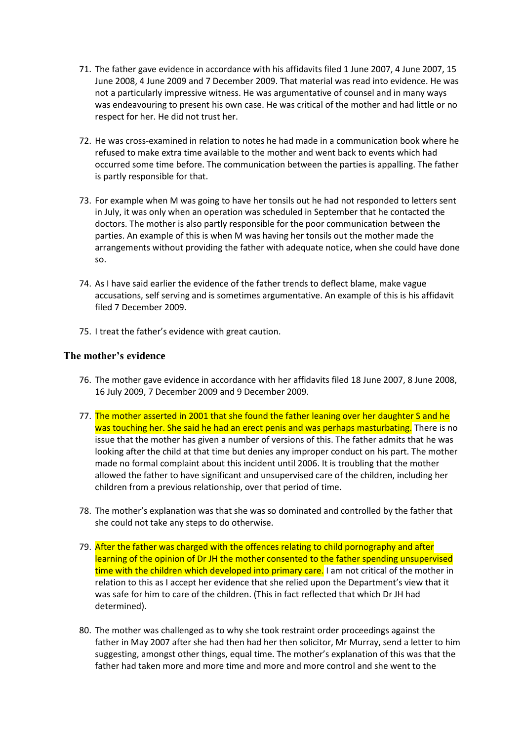71. The father gave evidence in accordance with his affidavits filed 1 June 2007, 4 June 2007, 15 June 2008, 4 June 2009 and 7 December 2009. That material was read into evidence. He was not a particularly impressive witness. He was argumentative of counsel and in many ways was endeavouring to present his own case. He was critical of the mother and had little or no respect for her. He did not trust her.

72. He was cross-examined in relation to notes he had made in a communication book where he refused to make extra time available to the mother and went back to events which had occurred some time before. The communication between the parties is appalling. The father is partly responsible for that.

73. For example when M was going to have her tonsils out he had not responded to letters sent in July, it was only when an operation was scheduled in September that he contacted the doctors. The mother is also partly responsible for the poor communication between the parties. An example of this is when M was having her tonsils out the mother made the arrangements without providing the father with adequate notice, when she could have done so.

74. As I have said earlier the evidence of the father trends to deflect blame, make vague accusations, self serving and is sometimes argumentative. An example of this is his affidavit filed 7 December 2009.

75. I treat the father's evidence with great caution.

## The mother's evidence

76. The mother gave evidence in accordance with her affidavits filed 18 June 2007, 8 June 2008, 16 July 2009, 7 December 2009 and 9 December 2009.

77. The mother asserted in 2001 that she found the father leaning over her daughter S and he was touching her. She said he had an erect penis and was perhaps masturbating. There is no issue that the mother has given a number of versions of this. The father admits that he was looking after the child at that time but denies any improper conduct on his part. The mother made no formal complaint about this incident until 2006. It is troubling that the mother allowed the father to have significant and unsupervised care of the children, including her children from a previous relationship, over that period of time.

78. The mother's explanation was that she was so dominated and controlled by the father that she could not take any steps to do otherwise.

79. After the father was charged with the offences relating to child pornography and after learning of the opinion of Dr JH the mother consented to the father spending unsupervised time with the children which developed into primary care. I am not critical of the mother in relation to this as I accept her evidence that she relied upon the Department's view that it was safe for him to care of the children. (This in fact reflected that which Dr JH had determined).

80. The mother was challenged as to why she took restraint order proceedings against the father in May 2007 after she had then had her then solicitor, Mr Murray, send a letter to him suggesting, amongst other things, equal time. The mother's explanation of this was that the father had taken more and more time and more and more control and she went to the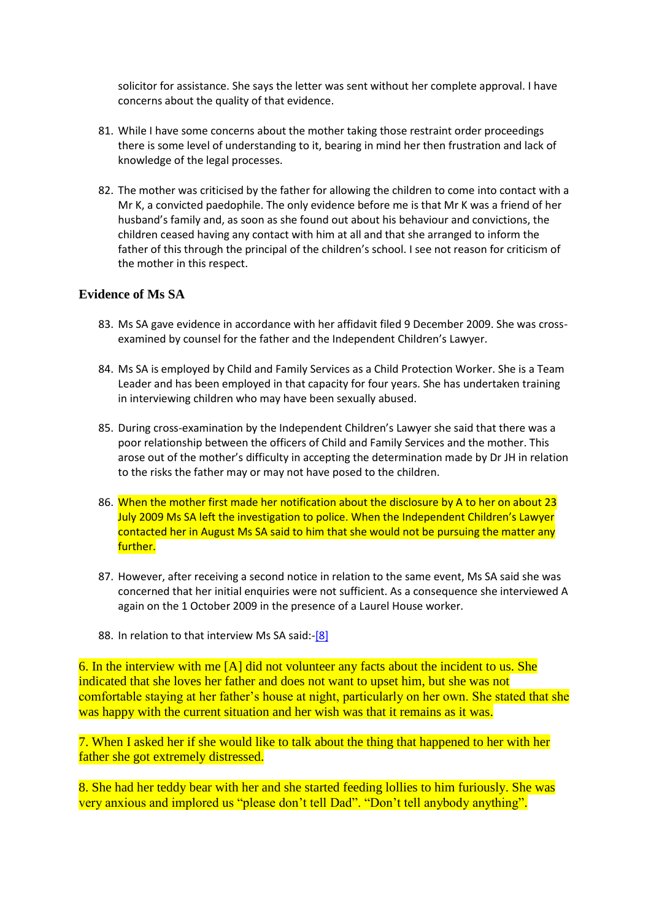solicitor for assistance. She says the letter was sent without her complete approval. I have concerns about the quality of that evidence.

81. While I have some concerns about the mother taking those restraint order proceedings there is some level of understanding to it, bearing in mind her then frustration and lack of knowledge of the legal processes.

82. The mother was criticised by the father for allowing the children to come into contact with a Mr K, a convicted paedophile. The only evidence before me is that Mr K was a friend of her husband's family and, as soon as she found out about his behaviour and convictions, the children ceased having any contact with him at all and that she arranged to inform the father of this through the principal of the children's school. I see not reason for criticism of the mother in this respect.

### Evidence of Ms SA

83. Ms SA gave evidence in accordance with her affidavit filed 9 December 2009. She was cross-examined by counsel for the father and the Independent Children's Lawyer.

84. Ms SA is employed by Child and Family Services as a Child Protection Worker. She is a Team Leader and has been employed in that capacity for four years. She has undertaken training in interviewing children who may have been sexually abused.

85. During cross-examination by the Independent Children's Lawyer she said that there was a poor relationship between the officers of Child and Family Services and the mother. This arose out of the mother's difficulty in accepting the determination made by Dr JH in relation to the risks the father may or may not have posed to the children.

86. When the mother first made her notification about the disclosure by A to her on about 23 July 2009 Ms SA left the investigation to police. When the Independent Children's Lawyer contacted her in August Ms SA said to him that she would not be pursuing the matter any further.

87. However, after receiving a second notice in relation to the same event, Ms SA said she was concerned that her initial enquiries were not sufficient. As a consequence she interviewed A again on the 1 October 2009 in the presence of a Laurel House worker.

88. In relation to that interview Ms SA said:-[8]

6. In the interview with me [A] did not volunteer any facts about the incident to us. She indicated that she loves her father and does not want to upset him, but she was not comfortable staying at her father's house at night, particularly on her own. She stated that she was happy with the current situation and her wish was that it remains as it was.

7. When I asked her if she would like to talk about the thing that happened to her with her father she got extremely distressed.

8. She had her teddy bear with her and she started feeding lollies to him furiously. She was very anxious and implored us "please don't tell Dad". "Don't tell anybody anything".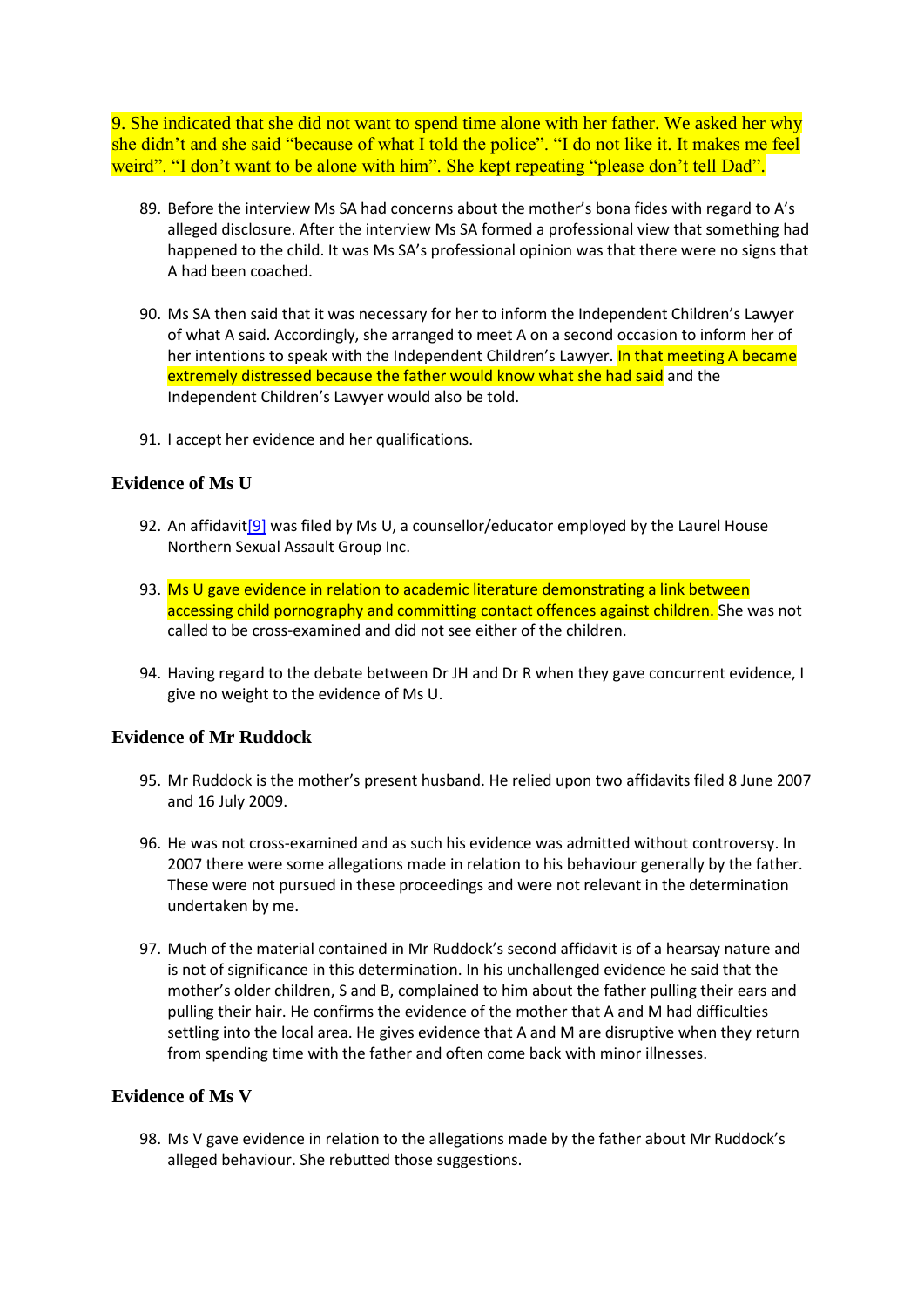9. She indicated that she did not want to spend time alone with her father. We asked her why she didn't and she said "because of what I told the police". "I do not like it. It makes me feel weird". "I don't want to be alone with him". She kept repeating "please don't tell Dad".

89. Before the interview Ms SA had concerns about the mother's bona fides with regard to A's alleged disclosure. After the interview Ms SA formed a professional view that something had happened to the child. It was Ms SA's professional opinion was that there were no signs that A had been coached.

90. Ms SA then said that it was necessary for her to inform the Independent Children's Lawyer of what A said. Accordingly, she arranged to meet A on a second occasion to inform her of her intentions to speak with the Independent Children's Lawyer. In that meeting A became extremely distressed because the father would know what she had said and the Independent Children's Lawyer would also be told.

91. I accept her evidence and her qualifications.

### Evidence of Ms U

92. An affidavit[9] was filed by Ms U, a counsellor/educator employed by the Laurel House Northern Sexual Assault Group Inc.

93. Ms U gave evidence in relation to academic literature demonstrating a link between accessing child pornography and committing contact offences against children. She was not called to be cross-examined and did not see either of the children.

94. Having regard to the debate between Dr JH and Dr R when they gave concurrent evidence, I give no weight to the evidence of Ms U.

### Evidence of Mr Ruddock

95. Mr Ruddock is the mother's present husband. He relied upon two affidavits filed 8 June 2007 and 16 July 2009.

96. He was not cross-examined and as such his evidence was admitted without controversy. In 2007 there were some allegations made in relation to his behaviour generally by the father. These were not pursued in these proceedings and were not relevant in the determination undertaken by me.

97. Much of the material contained in Mr Ruddock's second affidavit is of a hearsay nature and is not of significance in this determination. In his unchallenged evidence he said that the mother's older children, S and B, complained to him about the father pulling their ears and pulling their hair. He confirms the evidence of the mother that A and M had difficulties settling into the local area. He gives evidence that A and M are disruptive when they return from spending time with the father and often come back with minor illnesses.

### Evidence of Ms V

98. Ms V gave evidence in relation to the allegations made by the father about Mr Ruddock's alleged behaviour. She rebutted those suggestions.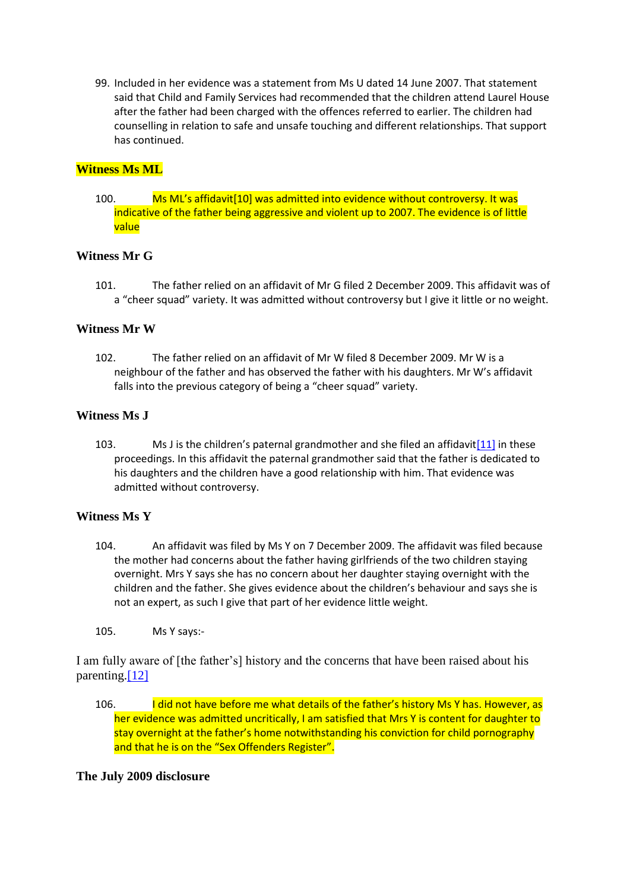99. Included in her evidence was a statement from Ms U dated 14 June 2007. That statement said that Child and Family Services had recommended that the children attend Laurel House after the father had been charged with the offences referred to earlier. The children had counselling in relation to safe and unsafe touching and different relationships. That support has continued.

### Witness Ms ML

100. Ms ML's affidavit[10] was admitted into evidence without controversy. It was indicative of the father being aggressive and violent up to 2007. The evidence is of little value

### Witness Mr G

101. The father relied on an affidavit of Mr G filed 2 December 2009. This affidavit was of a "cheer squad" variety. It was admitted without controversy but I give it little or no weight.

### Witness Mr W

102. The father relied on an affidavit of Mr W filed 8 December 2009. Mr W is a neighbour of the father and has observed the father with his daughters. Mr W's affidavit falls into the previous category of being a "cheer squad" variety.

### Witness Ms J

103. Ms J is the children's paternal grandmother and she filed an affidavit[11] in these proceedings. In this affidavit the paternal grandmother said that the father is dedicated to his daughters and the children have a good relationship with him. That evidence was admitted without controversy.

### Witness Ms Y

104. An affidavit was filed by Ms Y on 7 December 2009. The affidavit was filed because the mother had concerns about the father having girlfriends of the two children staying overnight. Mrs Y says she has no concern about her daughter staying overnight with the children and the father. She gives evidence about the children's behaviour and says she is not an expert, as such I give that part of her evidence little weight.

105. Ms Y says:-

I am fully aware of [the father's] history and the concerns that have been raised about his parenting.[12]

106. I did not have before me what details of the father's history Ms Y has. However, as her evidence was admitted uncritically, I am satisfied that Mrs Y is content for daughter to stay overnight at the father's home notwithstanding his conviction for child pornography and that he is on the "Sex Offenders Register".

### The July 2009 disclosure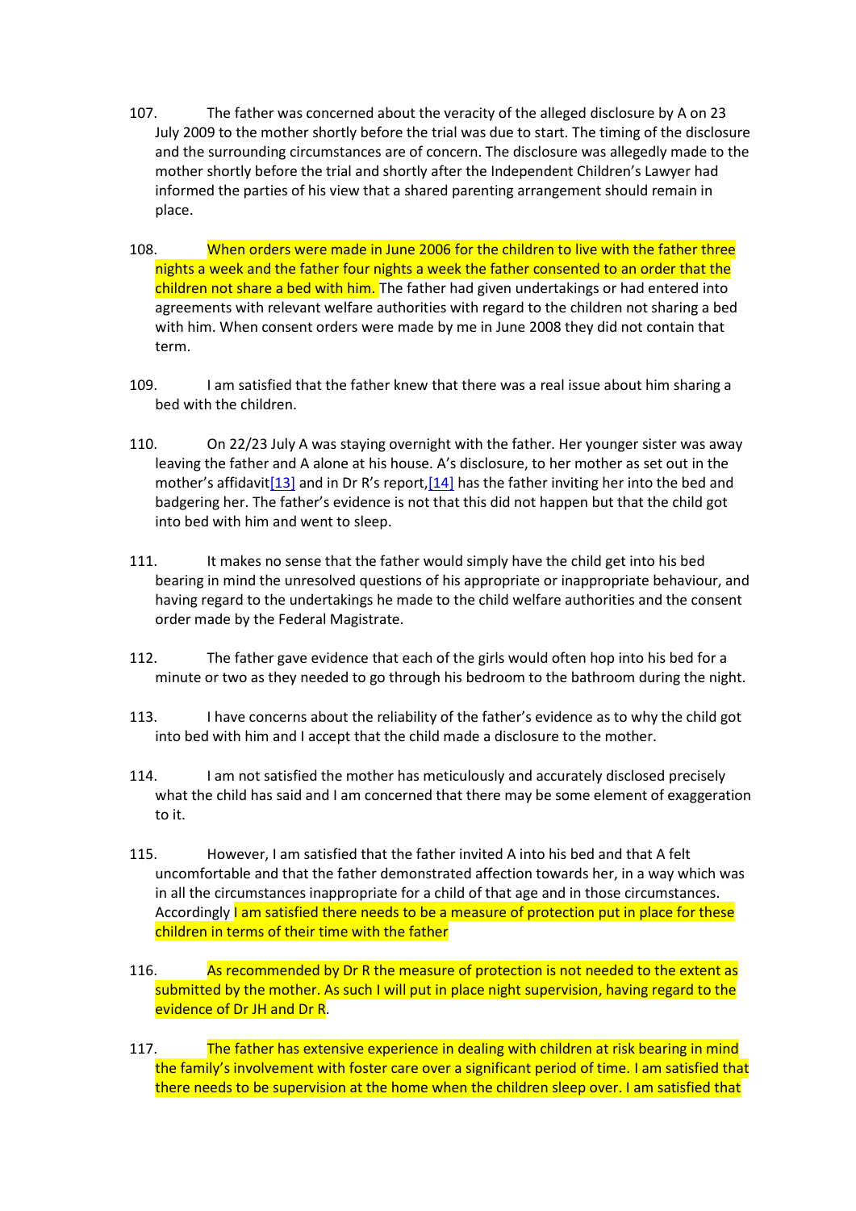107. The father was concerned about the veracity of the alleged disclosure by A on 23 July 2009 to the mother shortly before the trial was due to start. The timing of the disclosure and the surrounding circumstances are of concern. The disclosure was allegedly made to the mother shortly before the trial and shortly after the Independent Children's Lawyer had informed the parties of his view that a shared parenting arrangement should remain in place.

108. When orders were made in June 2006 for the children to live with the father three nights a week and the father four nights a week the father consented to an order that the children not share a bed with him. The father had given undertakings or had entered into agreements with relevant welfare authorities with regard to the children not sharing a bed with him. When consent orders were made by me in June 2008 they did not contain that term.

109. I am satisfied that the father knew that there was a real issue about him sharing a bed with the children.

110. On 22/23 July A was staying overnight with the father. Her younger sister was away leaving the father and A alone at his house. A's disclosure, to her mother as set out in the mother's affidavit[13] and in Dr R's report,[14] has the father inviting her into the bed and badgering her. The father's evidence is not that this did not happen but that the child got into bed with him and went to sleep.

111. It makes no sense that the father would simply have the child get into his bed bearing in mind the unresolved questions of his appropriate or inappropriate behaviour, and having regard to the undertakings he made to the child welfare authorities and the consent order made by the Federal Magistrate.

112. The father gave evidence that each of the girls would often hop into his bed for a minute or two as they needed to go through his bedroom to the bathroom during the night.

113. I have concerns about the reliability of the father's evidence as to why the child got into bed with him and I accept that the child made a disclosure to the mother.

114. I am not satisfied the mother has meticulously and accurately disclosed precisely what the child has said and I am concerned that there may be some element of exaggeration to it.

115. However, I am satisfied that the father invited A into his bed and that A felt uncomfortable and that the father demonstrated affection towards her, in a way which was in all the circumstances inappropriate for a child of that age and in those circumstances. Accordingly I am satisfied there needs to be a measure of protection put in place for these children in terms of their time with the father

116. As recommended by Dr R the measure of protection is not needed to the extent as submitted by the mother. As such I will put in place night supervision, having regard to the evidence of Dr JH and Dr R.

117. The father has extensive experience in dealing with children at risk bearing in mind the family's involvement with foster care over a significant period of time. I am satisfied that there needs to be supervision at the home when the children sleep over. I am satisfied that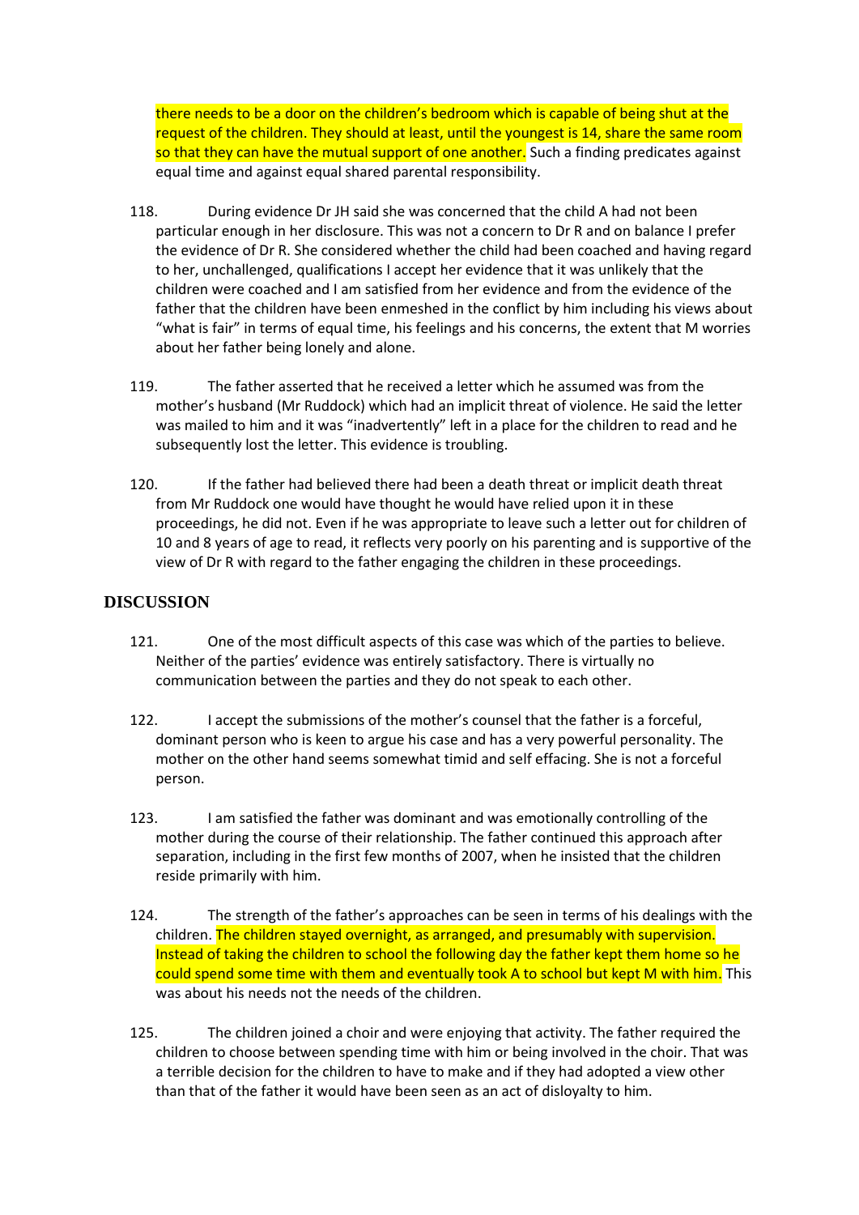there needs to be a door on the children's bedroom which is capable of being shut at the request of the children. They should at least, until the youngest is 14, share the same room so that they can have the mutual support of one another. Such a finding predicates against equal time and against equal shared parental responsibility.

118. During evidence Dr JH said she was concerned that the child A had not been particular enough in her disclosure. This was not a concern to Dr R and on balance I prefer the evidence of Dr R. She considered whether the child had been coached and having regard to her, unchallenged, qualifications I accept her evidence that it was unlikely that the children were coached and I am satisfied from her evidence and from the evidence of the father that the children have been enmeshed in the conflict by him including his views about "what is fair" in terms of equal time, his feelings and his concerns, the extent that M worries about her father being lonely and alone.

119. The father asserted that he received a letter which he assumed was from the mother's husband (Mr Ruddock) which had an implicit threat of violence. He said the letter was mailed to him and it was "inadvertently" left in a place for the children to read and he subsequently lost the letter. This evidence is troubling.

120. If the father had believed there had been a death threat or implicit death threat from Mr Ruddock one would have thought he would have relied upon it in these proceedings, he did not. Even if he was appropriate to leave such a letter out for children of 10 and 8 years of age to read, it reflects very poorly on his parenting and is supportive of the view of Dr R with regard to the father engaging the children in these proceedings.

## DISCUSSION

121. One of the most difficult aspects of this case was which of the parties to believe. Neither of the parties' evidence was entirely satisfactory. There is virtually no communication between the parties and they do not speak to each other.

122. I accept the submissions of the mother's counsel that the father is a forceful, dominant person who is keen to argue his case and has a very powerful personality. The mother on the other hand seems somewhat timid and self effacing. She is not a forceful person.

123. I am satisfied the father was dominant and was emotionally controlling of the mother during the course of their relationship. The father continued this approach after separation, including in the first few months of 2007, when he insisted that the children reside primarily with him.

124. The strength of the father's approaches can be seen in terms of his dealings with the children. The children stayed overnight, as arranged, and presumably with supervision. Instead of taking the children to school the following day the father kept them home so he could spend some time with them and eventually took A to school but kept M with him. This was about his needs not the needs of the children.

125. The children joined a choir and were enjoying that activity. The father required the children to choose between spending time with him or being involved in the choir. That was a terrible decision for the children to have to make and if they had adopted a view other than that of the father it would have been seen as an act of disloyalty to him.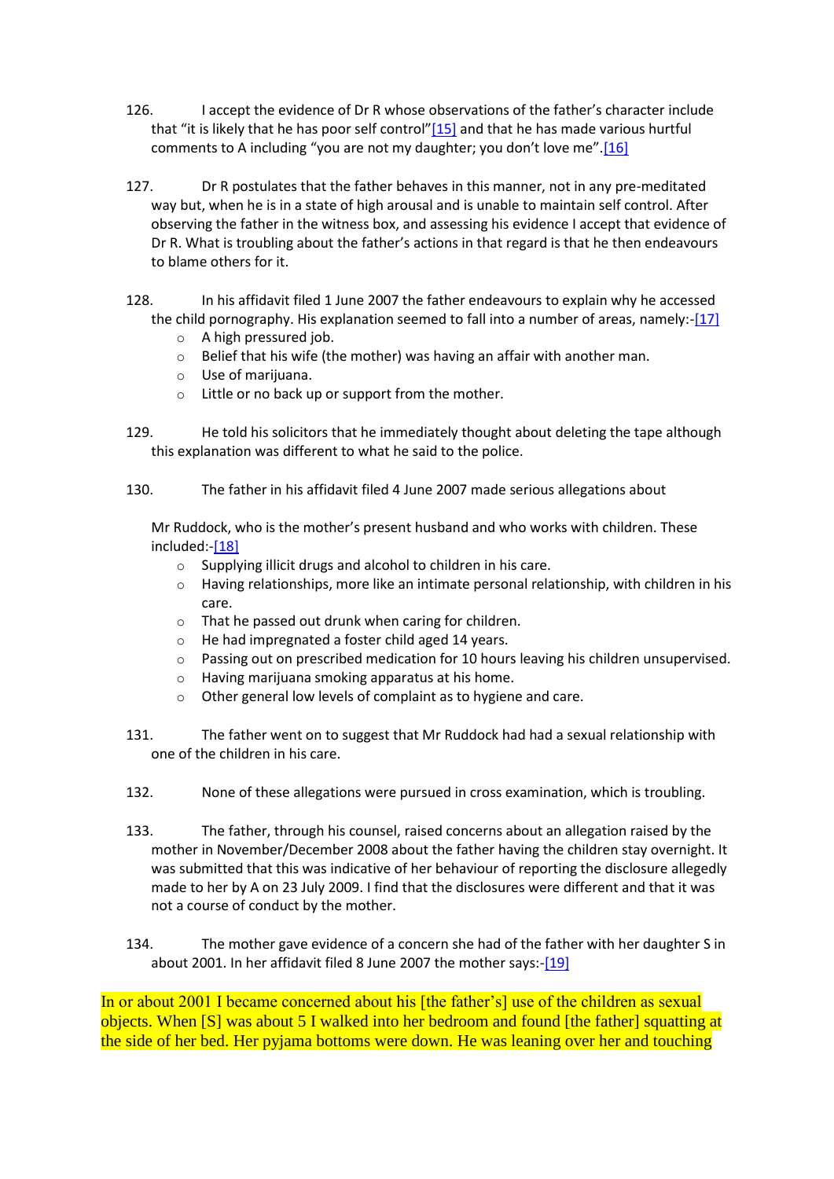126. I accept the evidence of Dr R whose observations of the father's character include that "it is likely that he has poor self control"[15] and that he has made various hurtful comments to A including "you are not my daughter; you don't love me".[16]

127. Dr R postulates that the father behaves in this manner, not in any pre-meditated way but, when he is in a state of high arousal and is unable to maintain self control. After observing the father in the witness box, and assessing his evidence I accept that evidence of Dr R. What is troubling about the father's actions in that regard is that he then endeavours to blame others for it.

128. In his affidavit filed 1 June 2007 the father endeavours to explain why he accessed the child pornography. His explanation seemed to fall into a number of areas, namely:-[17]

- A high pressured job.
- Belief that his wife (the mother) was having an affair with another man.
- Use of marijuana.
- Little or no back up or support from the mother.

129. He told his solicitors that he immediately thought about deleting the tape although this explanation was different to what he said to the police.

130. The father in his affidavit filed 4 June 2007 made serious allegations about

Mr Ruddock, who is the mother's present husband and who works with children. These included:-[18]

- Supplying illicit drugs and alcohol to children in his care.
- Having relationships, more like an intimate personal relationship, with children in his care.
- That he passed out drunk when caring for children.
- He had impregnated a foster child aged 14 years.
- Passing out on prescribed medication for 10 hours leaving his children unsupervised.
- Having marijuana smoking apparatus at his home.
- Other general low levels of complaint as to hygiene and care.

131. The father went on to suggest that Mr Ruddock had had a sexual relationship with one of the children in his care.

132. None of these allegations were pursued in cross examination, which is troubling.

133. The father, through his counsel, raised concerns about an allegation raised by the mother in November/December 2008 about the father having the children stay overnight. It was submitted that this was indicative of her behaviour of reporting the disclosure allegedly made to her by A on 23 July 2009. I find that the disclosures were different and that it was not a course of conduct by the mother.

134. The mother gave evidence of a concern she had of the father with her daughter S in about 2001. In her affidavit filed 8 June 2007 the mother says:-[19]

In or about 2001 I became concerned about his [the father's] use of the children as sexual objects. When [S] was about 5 I walked into her bedroom and found [the father] squatting at the side of her bed. Her pyjama bottoms were down. He was leaning over her and touching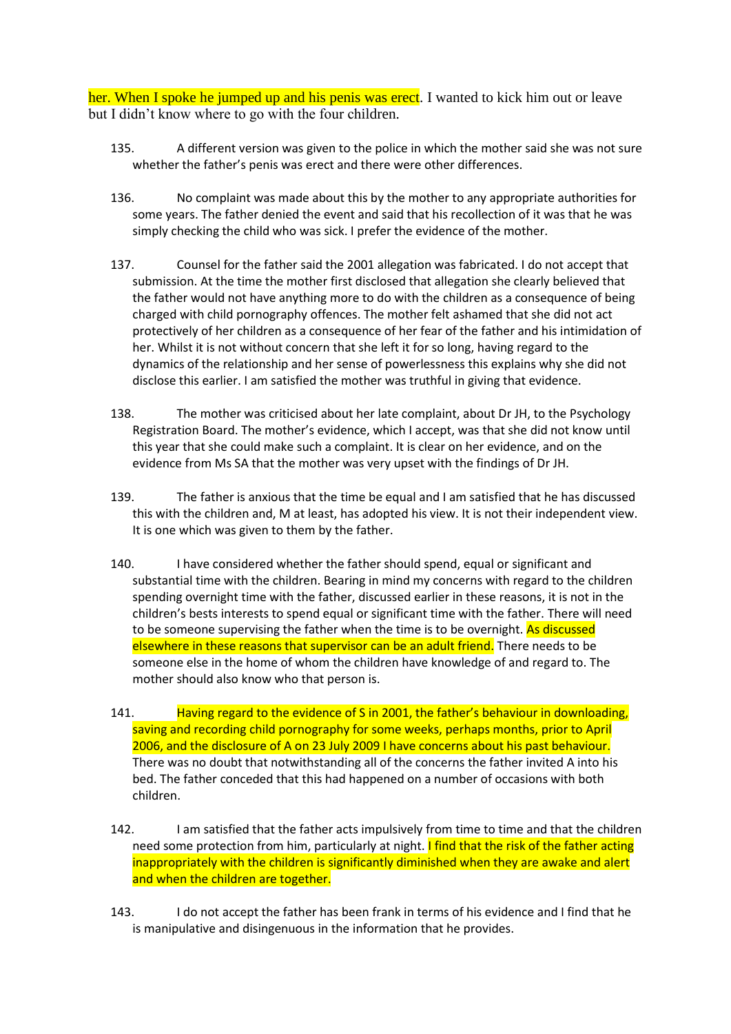her. When I spoke he jumped up and his penis was erect. I wanted to kick him out or leave but I didn't know where to go with the four children.

135. A different version was given to the police in which the mother said she was not sure whether the father's penis was erect and there were other differences.

136. No complaint was made about this by the mother to any appropriate authorities for some years. The father denied the event and said that his recollection of it was that he was simply checking the child who was sick. I prefer the evidence of the mother.

137. Counsel for the father said the 2001 allegation was fabricated. I do not accept that submission. At the time the mother first disclosed that allegation she clearly believed that the father would not have anything more to do with the children as a consequence of being charged with child pornography offences. The mother felt ashamed that she did not act protectively of her children as a consequence of her fear of the father and his intimidation of her. Whilst it is not without concern that she left it for so long, having regard to the dynamics of the relationship and her sense of powerlessness this explains why she did not disclose this earlier. I am satisfied the mother was truthful in giving that evidence.

138. The mother was criticised about her late complaint, about Dr JH, to the Psychology Registration Board. The mother's evidence, which I accept, was that she did not know until this year that she could make such a complaint. It is clear on her evidence, and on the evidence from Ms SA that the mother was very upset with the findings of Dr JH.

139. The father is anxious that the time be equal and I am satisfied that he has discussed this with the children and, M at least, has adopted his view. It is not their independent view. It is one which was given to them by the father.

140. I have considered whether the father should spend, equal or significant and substantial time with the children. Bearing in mind my concerns with regard to the children spending overnight time with the father, discussed earlier in these reasons, it is not in the children's bests interests to spend equal or significant time with the father. There will need to be someone supervising the father when the time is to be overnight. As discussed elsewhere in these reasons that supervisor can be an adult friend. There needs to be someone else in the home of whom the children have knowledge of and regard to. The mother should also know who that person is.

141. Having regard to the evidence of S in 2001, the father's behaviour in downloading, saving and recording child pornography for some weeks, perhaps months, prior to April 2006, and the disclosure of A on 23 July 2009 I have concerns about his past behaviour. There was no doubt that notwithstanding all of the concerns the father invited A into his bed. The father conceded that this had happened on a number of occasions with both children.

142. I am satisfied that the father acts impulsively from time to time and that the children need some protection from him, particularly at night. I find that the risk of the father acting inappropriately with the children is significantly diminished when they are awake and alert and when the children are together.

143. I do not accept the father has been frank in terms of his evidence and I find that he is manipulative and disingenuous in the information that he provides.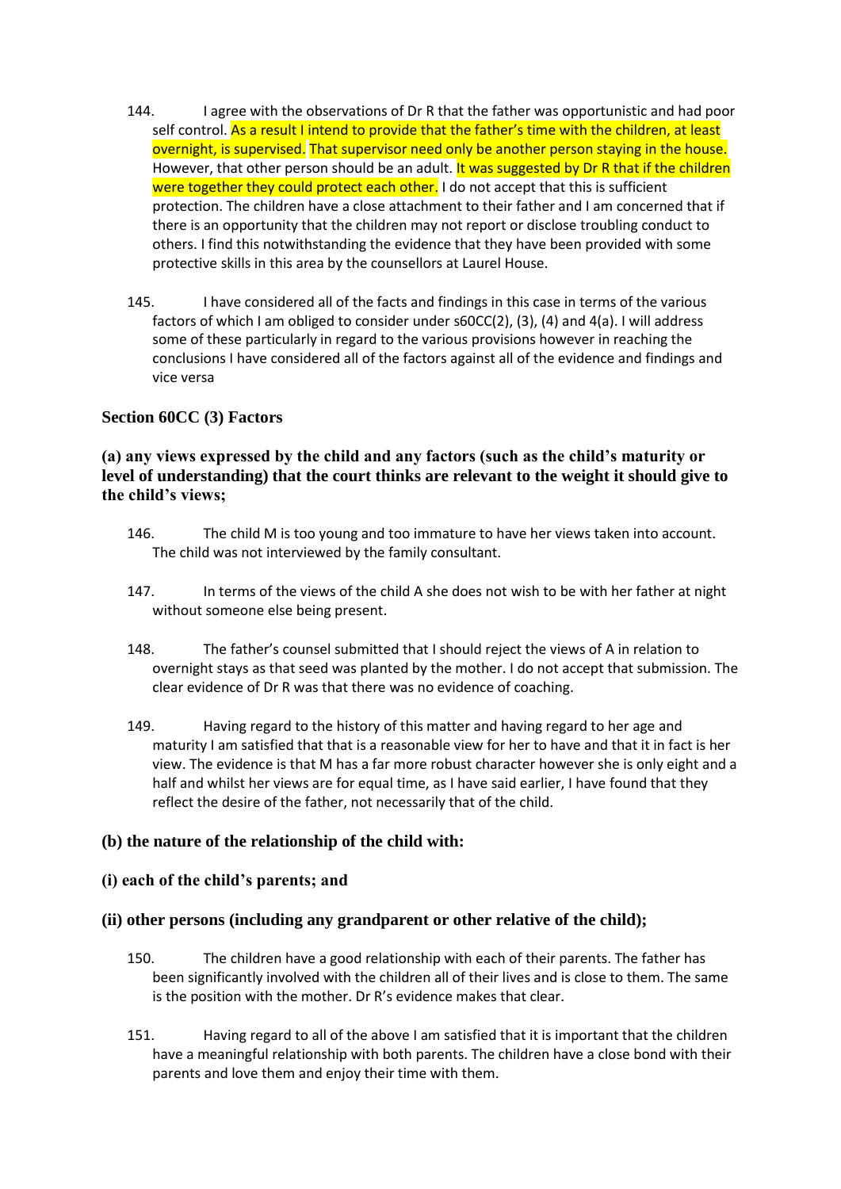144. I agree with the observations of Dr R that the father was opportunistic and had poor self control. As a result I intend to provide that the father's time with the children, at least overnight, is supervised. That supervisor need only be another person staying in the house. However, that other person should be an adult. It was suggested by Dr R that if the children were together they could protect each other. I do not accept that this is sufficient protection. The children have a close attachment to their father and I am concerned that if there is an opportunity that the children may not report or disclose troubling conduct to others. I find this notwithstanding the evidence that they have been provided with some protective skills in this area by the counsellors at Laurel House.

145. I have considered all of the facts and findings in this case in terms of the various factors of which I am obliged to consider under s60CC(2), (3), (4) and 4(a). I will address some of these particularly in regard to the various provisions however in reaching the conclusions I have considered all of the factors against all of the evidence and findings and vice versa

### Section 60CC (3) Factors

#### (a) any views expressed by the child and any factors (such as the child's maturity or level of understanding) that the court thinks are relevant to the weight it should give to the child's views;

146. The child M is too young and too immature to have her views taken into account. The child was not interviewed by the family consultant.

147. In terms of the views of the child A she does not wish to be with her father at night without someone else being present.

148. The father's counsel submitted that I should reject the views of A in relation to overnight stays as that seed was planted by the mother. I do not accept that submission. The clear evidence of Dr R was that there was no evidence of coaching.

149. Having regard to the history of this matter and having regard to her age and maturity I am satisfied that that is a reasonable view for her to have and that it in fact is her view. The evidence is that M has a far more robust character however she is only eight and a half and whilst her views are for equal time, as I have said earlier, I have found that they reflect the desire of the father, not necessarily that of the child.

#### (b) the nature of the relationship of the child with:

#### (i) each of the child's parents; and

#### (ii) other persons (including any grandparent or other relative of the child);

150. The children have a good relationship with each of their parents. The father has been significantly involved with the children all of their lives and is close to them. The same is the position with the mother. Dr R's evidence makes that clear.

151. Having regard to all of the above I am satisfied that it is important that the children have a meaningful relationship with both parents. The children have a close bond with their parents and love them and enjoy their time with them.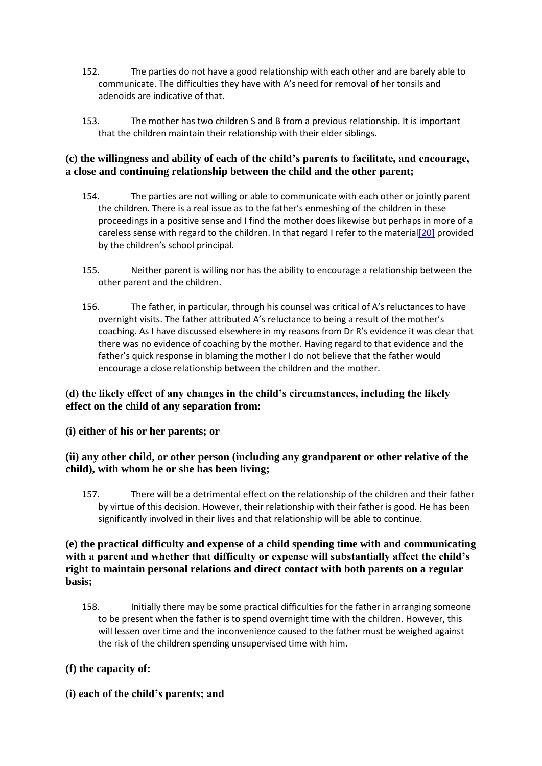152. The parties do not have a good relationship with each other and are barely able to communicate. The difficulties they have with A's need for removal of her tonsils and adenoids are indicative of that.

153. The mother has two children S and B from a previous relationship. It is important that the children maintain their relationship with their elder siblings.

**(c) the willingness and ability of each of the child's parents to facilitate, and encourage, a close and continuing relationship between the child and the other parent;**

154. The parties are not willing or able to communicate with each other or jointly parent the children. There is a real issue as to the father's enmeshing of the children in these proceedings in a positive sense and I find the mother does likewise but perhaps in more of a careless sense with regard to the children. In that regard I refer to the material[20] provided by the children's school principal.

155. Neither parent is willing nor has the ability to encourage a relationship between the other parent and the children.

156. The father, in particular, through his counsel was critical of A's reluctances to have overnight visits. The father attributed A's reluctance to being a result of the mother's coaching. As I have discussed elsewhere in my reasons from Dr R's evidence it was clear that there was no evidence of coaching by the mother. Having regard to that evidence and the father's quick response in blaming the mother I do not believe that the father would encourage a close relationship between the children and the mother.

**(d) the likely effect of any changes in the child's circumstances, including the likely effect on the child of any separation from:**

**(i) either of his or her parents; or**

**(ii) any other child, or other person (including any grandparent or other relative of the child), with whom he or she has been living;**

157. There will be a detrimental effect on the relationship of the children and their father by virtue of this decision. However, their relationship with their father is good. He has been significantly involved in their lives and that relationship will be able to continue.

**(e) the practical difficulty and expense of a child spending time with and communicating with a parent and whether that difficulty or expense will substantially affect the child's right to maintain personal relations and direct contact with both parents on a regular basis;**

158. Initially there may be some practical difficulties for the father in arranging someone to be present when the father is to spend overnight time with the children. However, this will lessen over time and the inconvenience caused to the father must be weighed against the risk of the children spending unsupervised time with him.

**(f) the capacity of:**

**(i) each of the child's parents; and**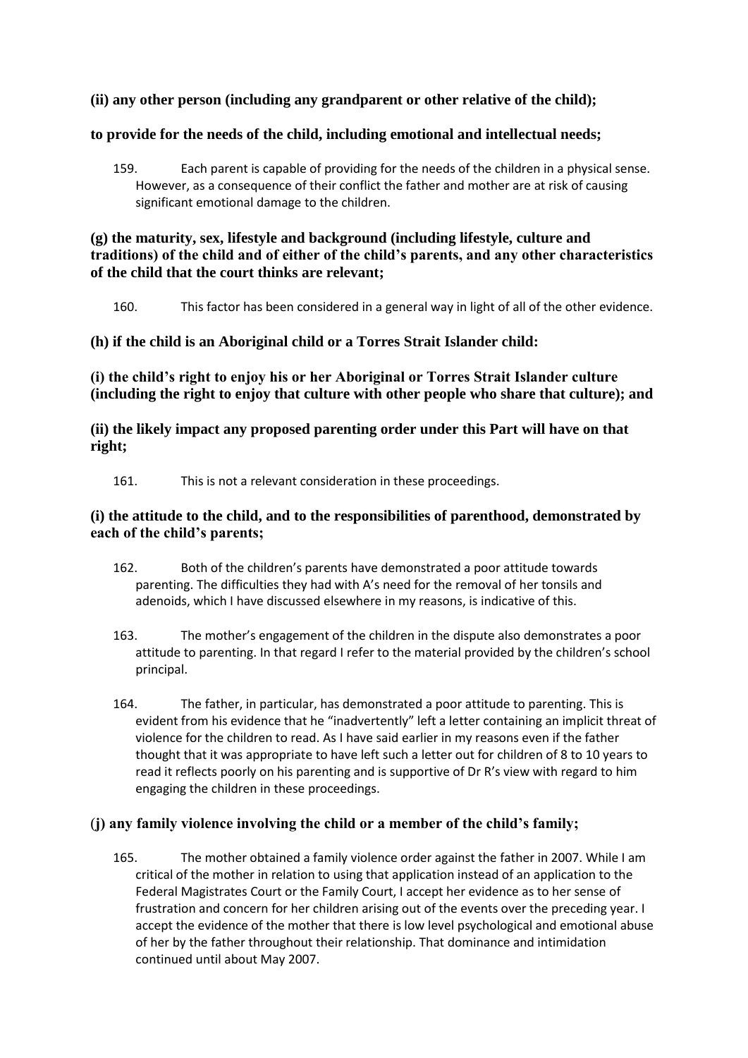**(ii) any other person (including any grandparent or other relative of the child);**

**to provide for the needs of the child, including emotional and intellectual needs;**

159. Each parent is capable of providing for the needs of the children in a physical sense. However, as a consequence of their conflict the father and mother are at risk of causing significant emotional damage to the children.

**(g) the maturity, sex, lifestyle and background (including lifestyle, culture and traditions) of the child and of either of the child's parents, and any other characteristics of the child that the court thinks are relevant;**

160. This factor has been considered in a general way in light of all of the other evidence.

**(h) if the child is an Aboriginal child or a Torres Strait Islander child:**

**(i) the child's right to enjoy his or her Aboriginal or Torres Strait Islander culture (including the right to enjoy that culture with other people who share that culture); and**

**(ii) the likely impact any proposed parenting order under this Part will have on that right;**

161. This is not a relevant consideration in these proceedings.

**(i) the attitude to the child, and to the responsibilities of parenthood, demonstrated by each of the child's parents;**

162. Both of the children's parents have demonstrated a poor attitude towards parenting. The difficulties they had with A's need for the removal of her tonsils and adenoids, which I have discussed elsewhere in my reasons, is indicative of this.

163. The mother's engagement of the children in the dispute also demonstrates a poor attitude to parenting. In that regard I refer to the material provided by the children's school principal.

164. The father, in particular, has demonstrated a poor attitude to parenting. This is evident from his evidence that he "inadvertently" left a letter containing an implicit threat of violence for the children to read. As I have said earlier in my reasons even if the father thought that it was appropriate to have left such a letter out for children of 8 to 10 years to read it reflects poorly on his parenting and is supportive of Dr R's view with regard to him engaging the children in these proceedings.

**(j) any family violence involving the child or a member of the child's family;**

165. The mother obtained a family violence order against the father in 2007. While I am critical of the mother in relation to using that application instead of an application to the Federal Magistrates Court or the Family Court, I accept her evidence as to her sense of frustration and concern for her children arising out of the events over the preceding year. I accept the evidence of the mother that there is low level psychological and emotional abuse of her by the father throughout their relationship. That dominance and intimidation continued until about May 2007.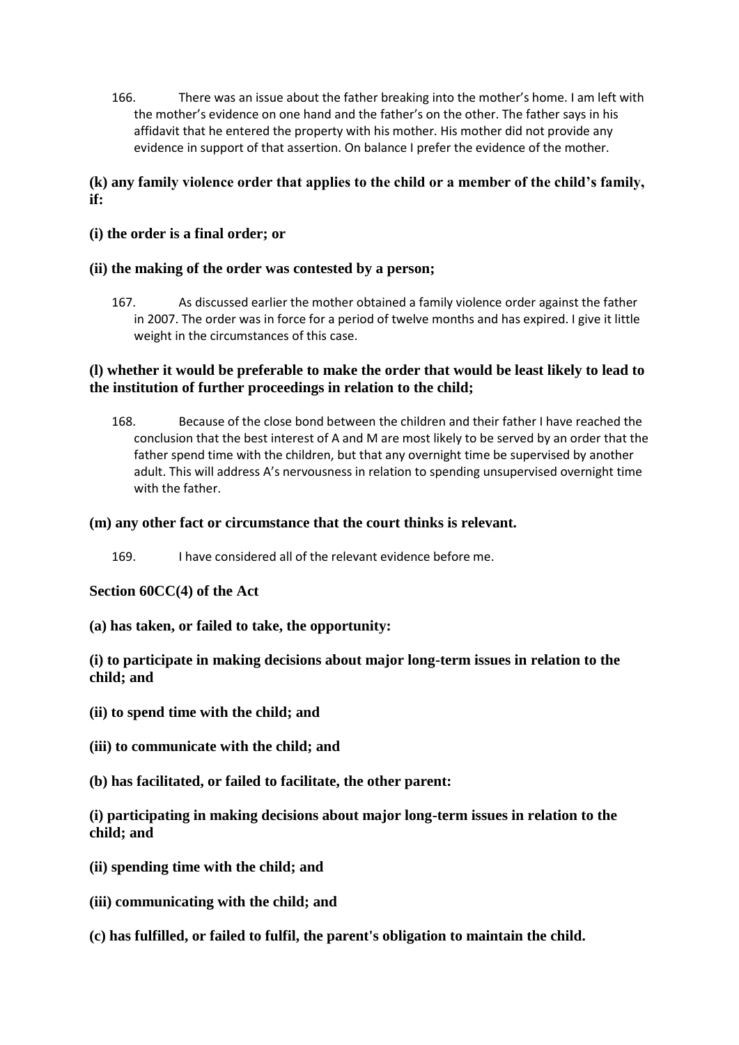166. There was an issue about the father breaking into the mother's home. I am left with the mother's evidence on one hand and the father's on the other. The father says in his affidavit that he entered the property with his mother. His mother did not provide any evidence in support of that assertion. On balance I prefer the evidence of the mother.

**(k) any family violence order that applies to the child or a member of the child's family, if:**

**(i) the order is a final order; or**

**(ii) the making of the order was contested by a person;**

167. As discussed earlier the mother obtained a family violence order against the father in 2007. The order was in force for a period of twelve months and has expired. I give it little weight in the circumstances of this case.

**(l) whether it would be preferable to make the order that would be least likely to lead to the institution of further proceedings in relation to the child;**

168. Because of the close bond between the children and their father I have reached the conclusion that the best interest of A and M are most likely to be served by an order that the father spend time with the children, but that any overnight time be supervised by another adult. This will address A's nervousness in relation to spending unsupervised overnight time with the father.

**(m) any other fact or circumstance that the court thinks is relevant.**

169. I have considered all of the relevant evidence before me.

**Section 60CC(4) of the Act**

**(a) has taken, or failed to take, the opportunity:**

**(i) to participate in making decisions about major long-term issues in relation to the child; and**

**(ii) to spend time with the child; and**

**(iii) to communicate with the child; and**

**(b) has facilitated, or failed to facilitate, the other parent:**

**(i) participating in making decisions about major long-term issues in relation to the child; and**

**(ii) spending time with the child; and**

**(iii) communicating with the child; and**

**(c) has fulfilled, or failed to fulfil, the parent's obligation to maintain the child.**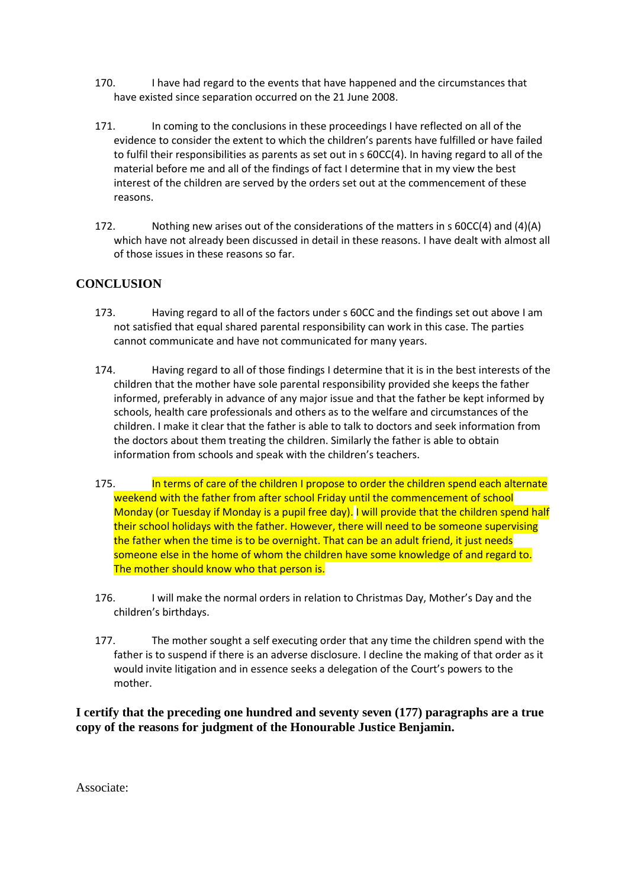170. I have had regard to the events that have happened and the circumstances that have existed since separation occurred on the 21 June 2008.

171. In coming to the conclusions in these proceedings I have reflected on all of the evidence to consider the extent to which the children's parents have fulfilled or have failed to fulfil their responsibilities as parents as set out in s 60CC(4). In having regard to all of the material before me and all of the findings of fact I determine that in my view the best interest of the children are served by the orders set out at the commencement of these reasons.

172. Nothing new arises out of the considerations of the matters in s 60CC(4) and (4)(A) which have not already been discussed in detail in these reasons. I have dealt with almost all of those issues in these reasons so far.

## CONCLUSION

173. Having regard to all of the factors under s 60CC and the findings set out above I am not satisfied that equal shared parental responsibility can work in this case. The parties cannot communicate and have not communicated for many years.

174. Having regard to all of those findings I determine that it is in the best interests of the children that the mother have sole parental responsibility provided she keeps the father informed, preferably in advance of any major issue and that the father be kept informed by schools, health care professionals and others as to the welfare and circumstances of the children. I make it clear that the father is able to talk to doctors and seek information from the doctors about them treating the children. Similarly the father is able to obtain information from schools and speak with the children's teachers.

175. In terms of care of the children I propose to order the children spend each alternate weekend with the father from after school Friday until the commencement of school Monday (or Tuesday if Monday is a pupil free day). I will provide that the children spend half their school holidays with the father. However, there will need to be someone supervising the father when the time is to be overnight. That can be an adult friend, it just needs someone else in the home of whom the children have some knowledge of and regard to. The mother should know who that person is.

176. I will make the normal orders in relation to Christmas Day, Mother's Day and the children's birthdays.

177. The mother sought a self executing order that any time the children spend with the father is to suspend if there is an adverse disclosure. I decline the making of that order as it would invite litigation and in essence seeks a delegation of the Court's powers to the mother.

**I certify that the preceding one hundred and seventy seven (177) paragraphs are a true copy of the reasons for judgment of the Honourable Justice Benjamin.**

Associate: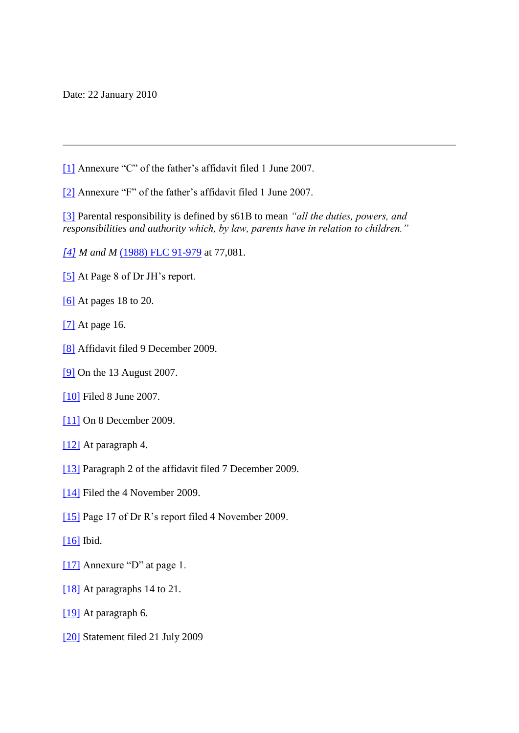Date: 22 January 2010

---

[1] Annexure "C" of the father's affidavit filed 1 June 2007.

[2] Annexure "F" of the father's affidavit filed 1 June 2007.

[3] Parental responsibility is defined by s61B to mean *"all the duties, powers, and responsibilities and authority which, by law, parents have in relation to children."*

*[4] M and M* (1988) FLC 91-979 at 77,081.

[5] At Page 8 of Dr JH's report.

[6] At pages 18 to 20.

[7] At page 16.

[8] Affidavit filed 9 December 2009.

[9] On the 13 August 2007.

[10] Filed 8 June 2007.

[11] On 8 December 2009.

[12] At paragraph 4.

[13] Paragraph 2 of the affidavit filed 7 December 2009.

[14] Filed the 4 November 2009.

[15] Page 17 of Dr R's report filed 4 November 2009.

[16] Ibid.

[17] Annexure "D" at page 1.

[18] At paragraphs 14 to 21.

[19] At paragraph 6.

[20] Statement filed 21 July 2009